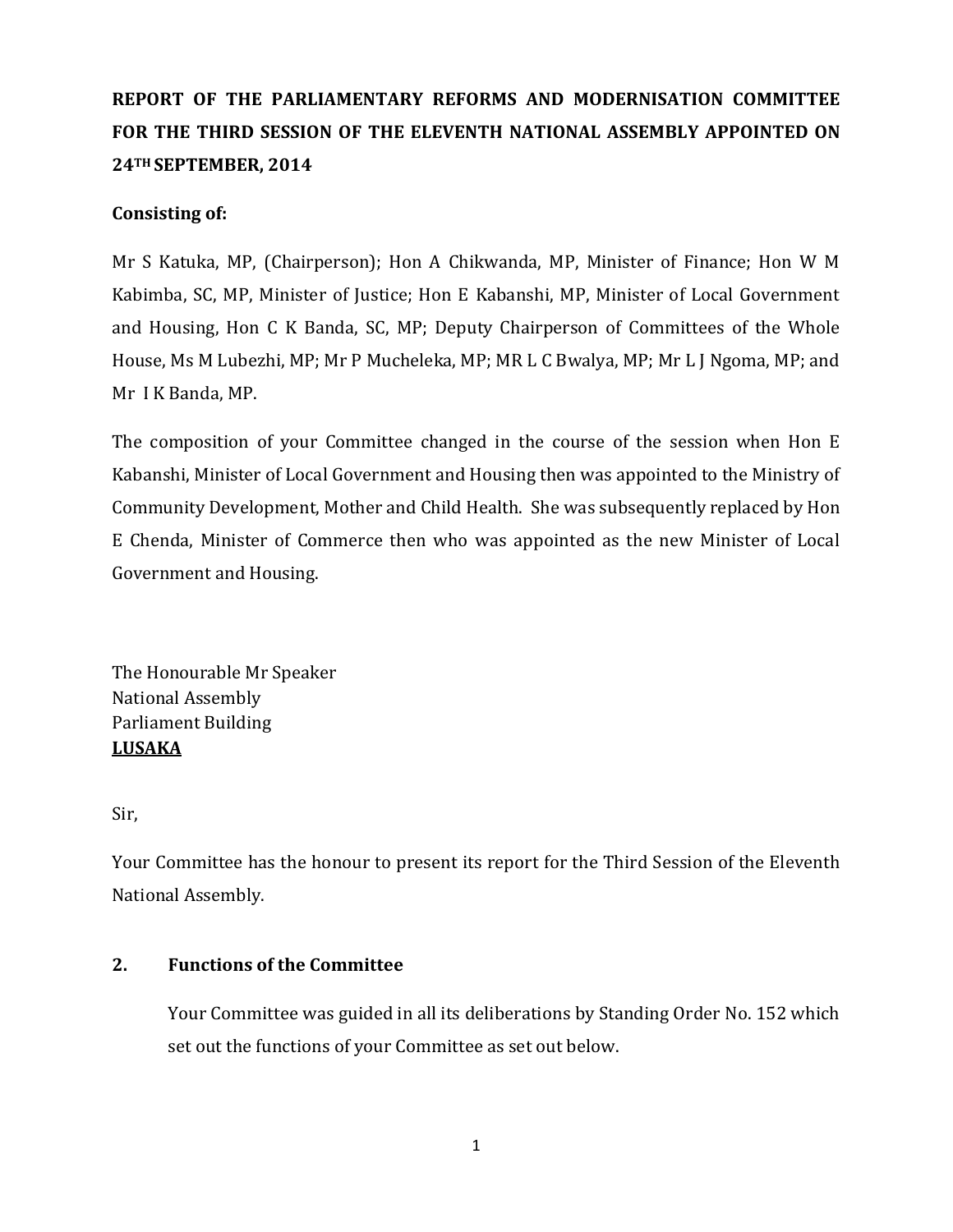**REPORT OF THE PARLIAMENTARY REFORMS AND MODERNISATION COMMITTEE FOR THE THIRD SESSION OF THE ELEVENTH NATIONAL ASSEMBLY APPOINTED ON 24TH SEPTEMBER, 2014**

**Consisting of:**

Mr S Katuka, MP, (Chairperson); Hon A Chikwanda, MP, Minister of Finance; Hon W M Kabimba, SC, MP, Minister of Justice; Hon E Kabanshi, MP, Minister of Local Government and Housing, Hon C K Banda, SC, MP; Deputy Chairperson of Committees of the Whole House, Ms M Lubezhi, MP; Mr P Mucheleka, MP; MR L C Bwalya, MP; Mr L J Ngoma, MP; and Mr I K Banda, MP.

The composition of your Committee changed in the course of the session when Hon E Kabanshi, Minister of Local Government and Housing then was appointed to the Ministry of Community Development, Mother and Child Health. She was subsequently replaced by Hon E Chenda, Minister of Commerce then who was appointed as the new Minister of Local Government and Housing.

The Honourable Mr Speaker
National Assembly
Parliament Building
**LUSAKA**

Sir,

Your Committee has the honour to present its report for the Third Session of the Eleventh National Assembly.

## 2. Functions of the Committee

Your Committee was guided in all its deliberations by Standing Order No. 152 which set out the functions of your Committee as set out below.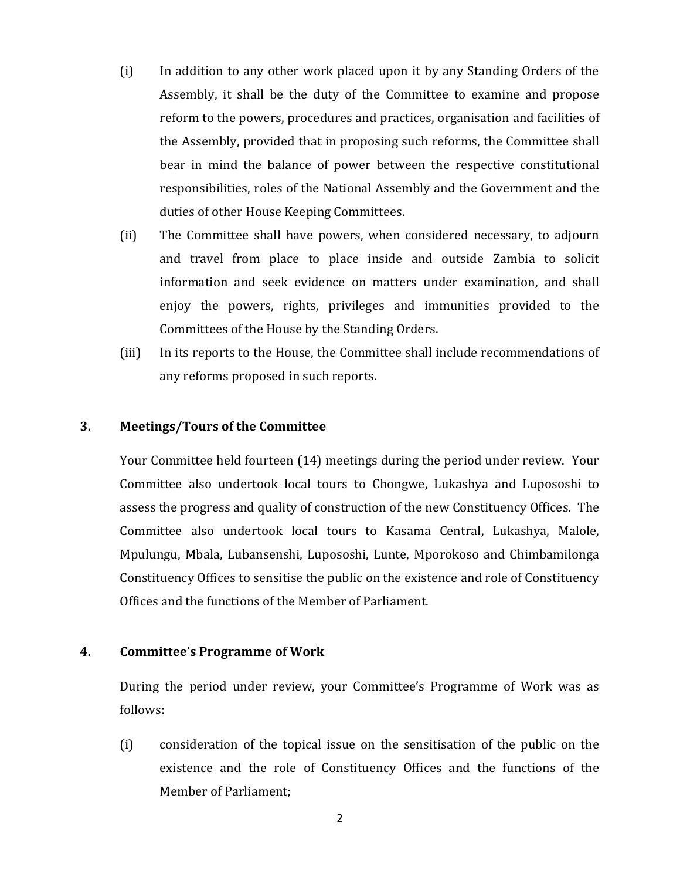(i) In addition to any other work placed upon it by any Standing Orders of the Assembly, it shall be the duty of the Committee to examine and propose reform to the powers, procedures and practices, organisation and facilities of the Assembly, provided that in proposing such reforms, the Committee shall bear in mind the balance of power between the respective constitutional responsibilities, roles of the National Assembly and the Government and the duties of other House Keeping Committees.

(ii) The Committee shall have powers, when considered necessary, to adjourn and travel from place to place inside and outside Zambia to solicit information and seek evidence on matters under examination, and shall enjoy the powers, rights, privileges and immunities provided to the Committees of the House by the Standing Orders.

(iii) In its reports to the House, the Committee shall include recommendations of any reforms proposed in such reports.

## 3. Meetings/Tours of the Committee

Your Committee held fourteen (14) meetings during the period under review. Your Committee also undertook local tours to Chongwe, Lukashya and Lupososhi to assess the progress and quality of construction of the new Constituency Offices. The Committee also undertook local tours to Kasama Central, Lukashya, Malole, Mpulungu, Mbala, Lubansenshi, Lupososhi, Lunte, Mporokoso and Chimbamilonga Constituency Offices to sensitise the public on the existence and role of Constituency Offices and the functions of the Member of Parliament.

## 4. Committee's Programme of Work

During the period under review, your Committee's Programme of Work was as follows:

(i) consideration of the topical issue on the sensitisation of the public on the existence and the role of Constituency Offices and the functions of the Member of Parliament;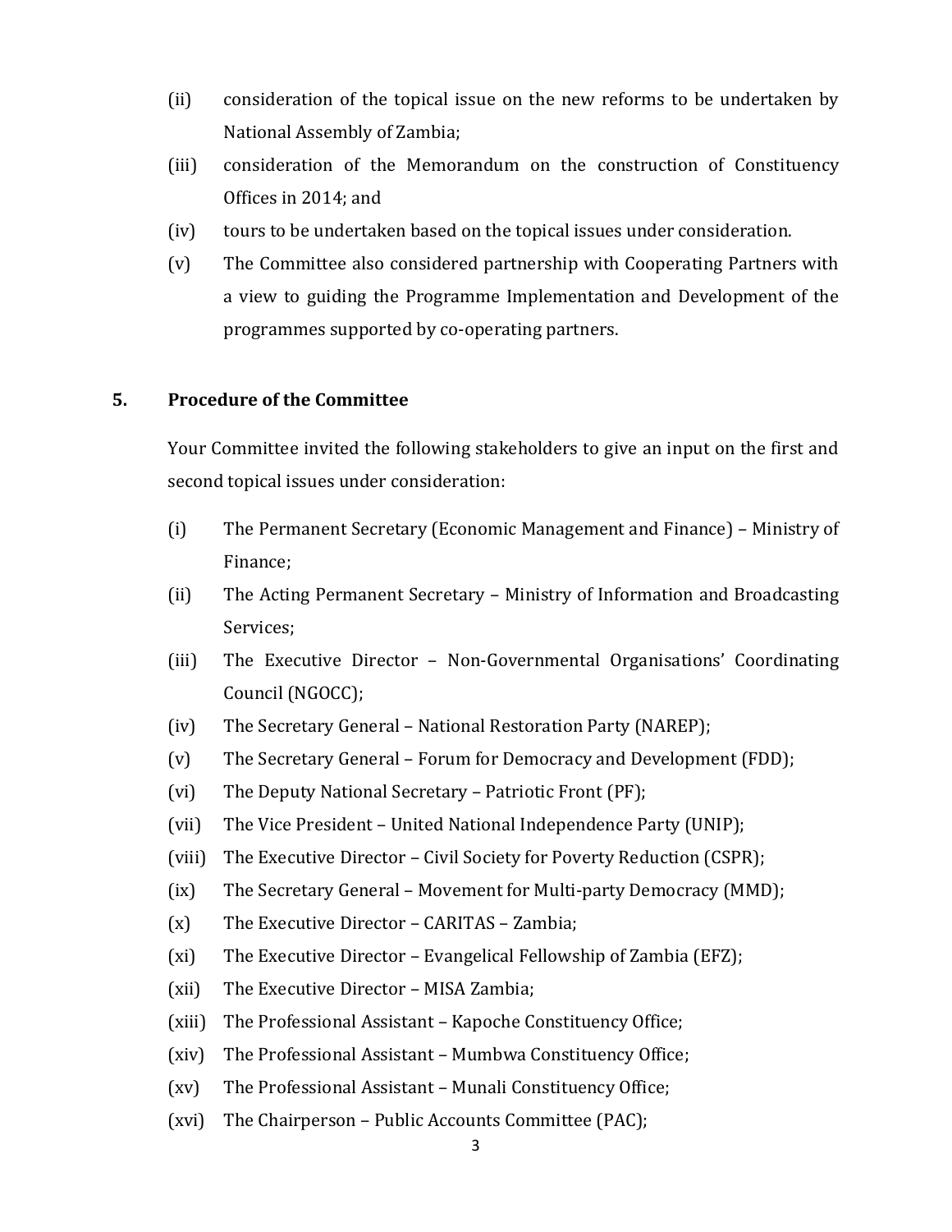(ii) consideration of the topical issue on the new reforms to be undertaken by National Assembly of Zambia;

(iii) consideration of the Memorandum on the construction of Constituency Offices in 2014; and

(iv) tours to be undertaken based on the topical issues under consideration.

(v) The Committee also considered partnership with Cooperating Partners with a view to guiding the Programme Implementation and Development of the programmes supported by co-operating partners.

## 5. Procedure of the Committee

Your Committee invited the following stakeholders to give an input on the first and second topical issues under consideration:

(i) The Permanent Secretary (Economic Management and Finance) – Ministry of Finance;

(ii) The Acting Permanent Secretary – Ministry of Information and Broadcasting Services;

(iii) The Executive Director – Non-Governmental Organisations' Coordinating Council (NGOCC);

(iv) The Secretary General – National Restoration Party (NAREP);

(v) The Secretary General – Forum for Democracy and Development (FDD);

(vi) The Deputy National Secretary – Patriotic Front (PF);

(vii) The Vice President – United National Independence Party (UNIP);

(viii) The Executive Director – Civil Society for Poverty Reduction (CSPR);

(ix) The Secretary General – Movement for Multi-party Democracy (MMD);

(x) The Executive Director – CARITAS – Zambia;

(xi) The Executive Director – Evangelical Fellowship of Zambia (EFZ);

(xii) The Executive Director – MISA Zambia;

(xiii) The Professional Assistant – Kapoche Constituency Office;

(xiv) The Professional Assistant – Mumbwa Constituency Office;

(xv) The Professional Assistant – Munali Constituency Office;

(xvi) The Chairperson – Public Accounts Committee (PAC);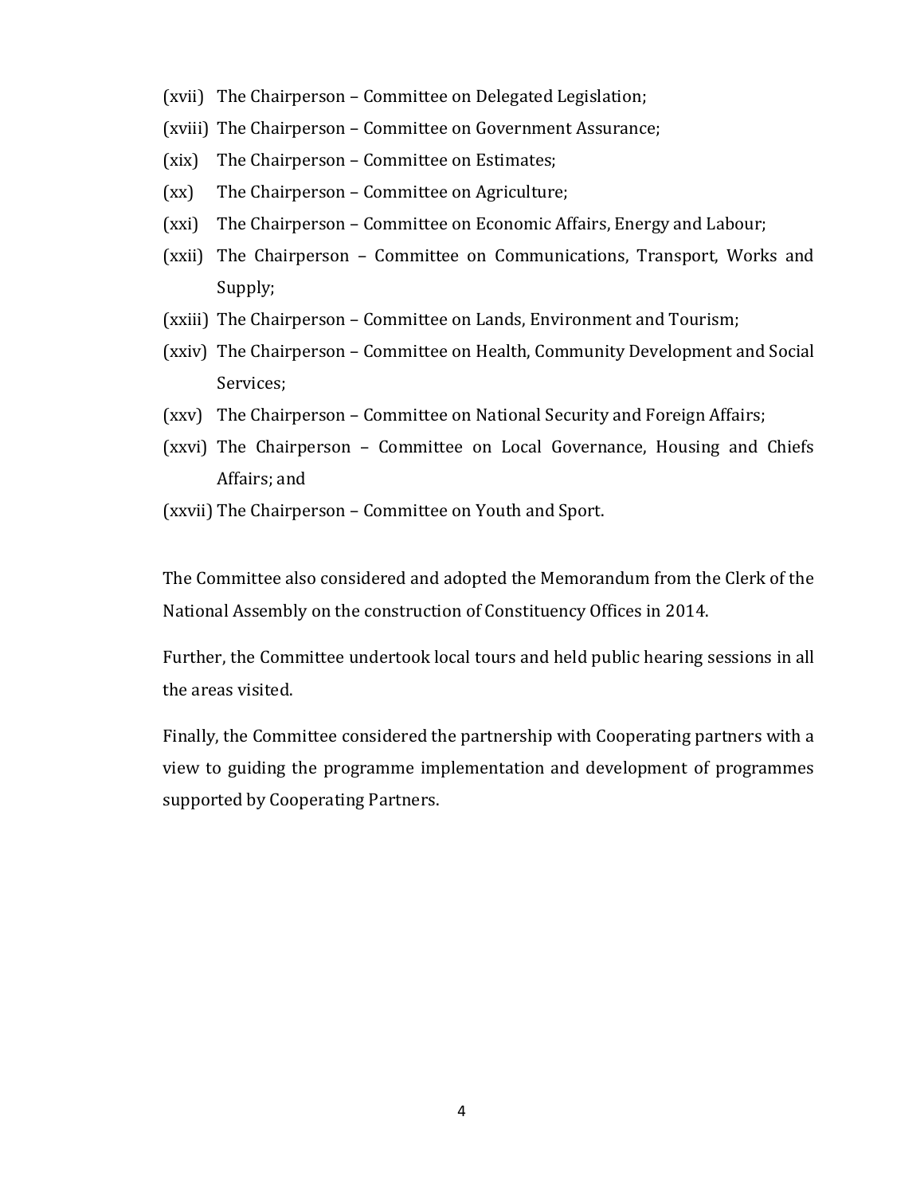(xvii) The Chairperson – Committee on Delegated Legislation;

(xviii) The Chairperson – Committee on Government Assurance;

(xix) The Chairperson – Committee on Estimates;

(xx) The Chairperson – Committee on Agriculture;

(xxi) The Chairperson – Committee on Economic Affairs, Energy and Labour;

(xxii) The Chairperson – Committee on Communications, Transport, Works and Supply;

(xxiii) The Chairperson – Committee on Lands, Environment and Tourism;

(xxiv) The Chairperson – Committee on Health, Community Development and Social Services;

(xxv) The Chairperson – Committee on National Security and Foreign Affairs;

(xxvi) The Chairperson – Committee on Local Governance, Housing and Chiefs Affairs; and

(xxvii) The Chairperson – Committee on Youth and Sport.

The Committee also considered and adopted the Memorandum from the Clerk of the National Assembly on the construction of Constituency Offices in 2014.

Further, the Committee undertook local tours and held public hearing sessions in all the areas visited.

Finally, the Committee considered the partnership with Cooperating partners with a view to guiding the programme implementation and development of programmes supported by Cooperating Partners.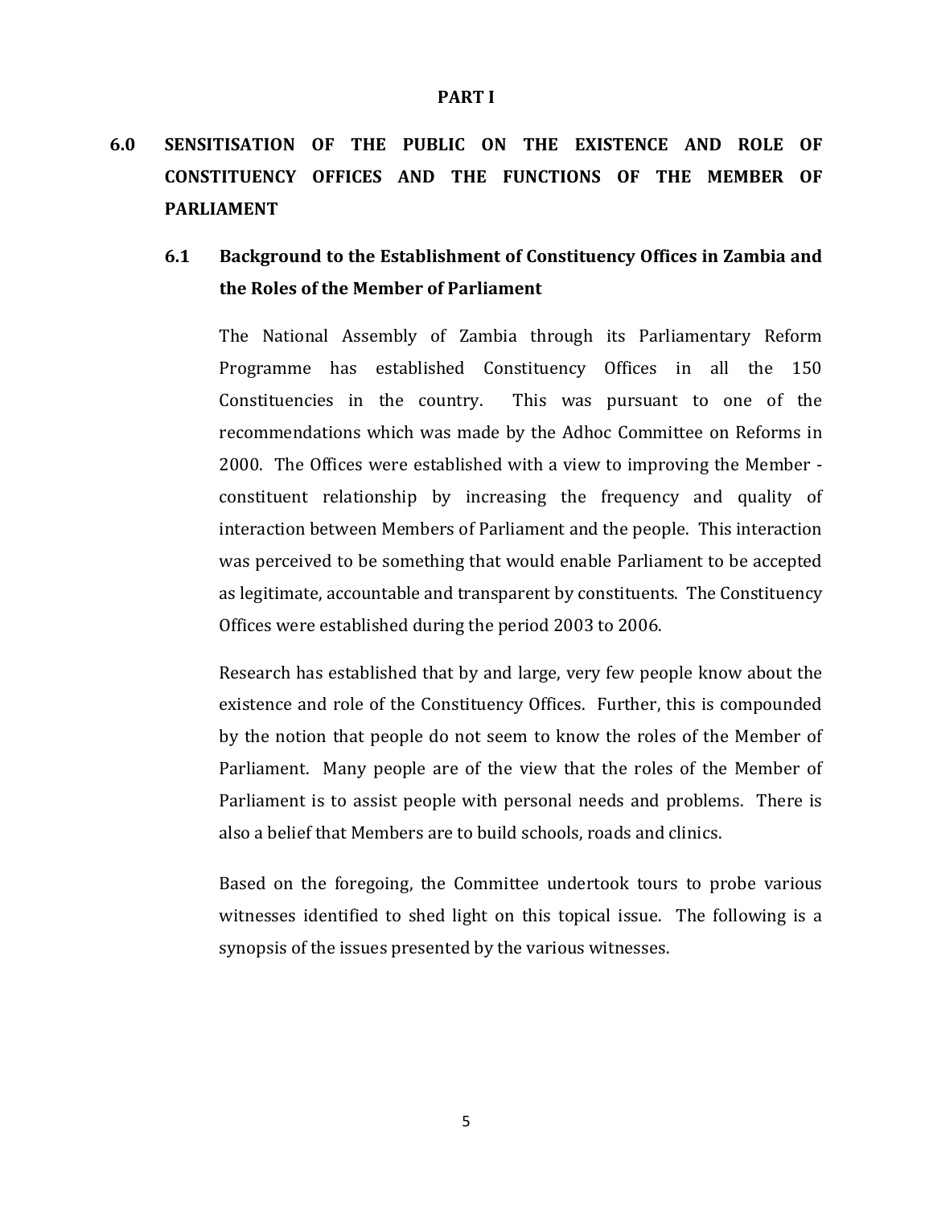**PART I**

# 6.0 SENSITISATION OF THE PUBLIC ON THE EXISTENCE AND ROLE OF CONSTITUENCY OFFICES AND THE FUNCTIONS OF THE MEMBER OF PARLIAMENT

## 6.1 Background to the Establishment of Constituency Offices in Zambia and the Roles of the Member of Parliament

The National Assembly of Zambia through its Parliamentary Reform Programme has established Constituency Offices in all the 150 Constituencies in the country. This was pursuant to one of the recommendations which was made by the Adhoc Committee on Reforms in 2000. The Offices were established with a view to improving the Member - constituent relationship by increasing the frequency and quality of interaction between Members of Parliament and the people. This interaction was perceived to be something that would enable Parliament to be accepted as legitimate, accountable and transparent by constituents. The Constituency Offices were established during the period 2003 to 2006.

Research has established that by and large, very few people know about the existence and role of the Constituency Offices. Further, this is compounded by the notion that people do not seem to know the roles of the Member of Parliament. Many people are of the view that the roles of the Member of Parliament is to assist people with personal needs and problems. There is also a belief that Members are to build schools, roads and clinics.

Based on the foregoing, the Committee undertook tours to probe various witnesses identified to shed light on this topical issue. The following is a synopsis of the issues presented by the various witnesses.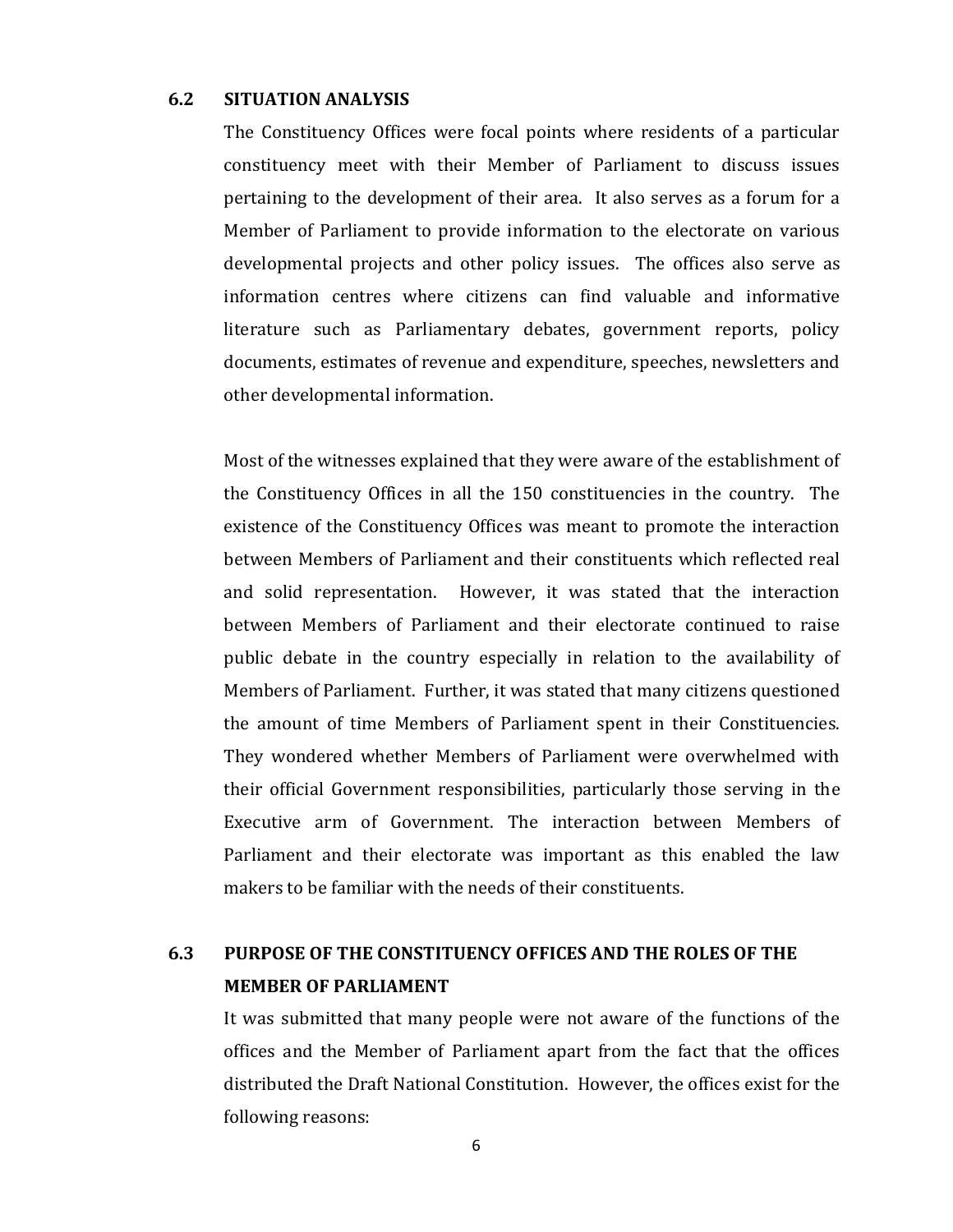## 6.2 SITUATION ANALYSIS

The Constituency Offices were focal points where residents of a particular constituency meet with their Member of Parliament to discuss issues pertaining to the development of their area. It also serves as a forum for a Member of Parliament to provide information to the electorate on various developmental projects and other policy issues. The offices also serve as information centres where citizens can find valuable and informative literature such as Parliamentary debates, government reports, policy documents, estimates of revenue and expenditure, speeches, newsletters and other developmental information.

Most of the witnesses explained that they were aware of the establishment of the Constituency Offices in all the 150 constituencies in the country. The existence of the Constituency Offices was meant to promote the interaction between Members of Parliament and their constituents which reflected real and solid representation. However, it was stated that the interaction between Members of Parliament and their electorate continued to raise public debate in the country especially in relation to the availability of Members of Parliament. Further, it was stated that many citizens questioned the amount of time Members of Parliament spent in their Constituencies. They wondered whether Members of Parliament were overwhelmed with their official Government responsibilities, particularly those serving in the Executive arm of Government. The interaction between Members of Parliament and their electorate was important as this enabled the law makers to be familiar with the needs of their constituents.

## 6.3 PURPOSE OF THE CONSTITUENCY OFFICES AND THE ROLES OF THE MEMBER OF PARLIAMENT

It was submitted that many people were not aware of the functions of the offices and the Member of Parliament apart from the fact that the offices distributed the Draft National Constitution. However, the offices exist for the following reasons: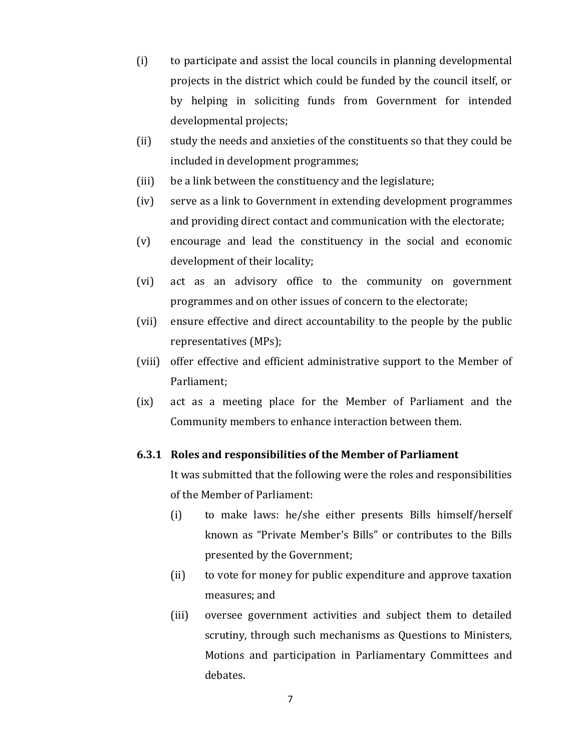(i) to participate and assist the local councils in planning developmental projects in the district which could be funded by the council itself, or by helping in soliciting funds from Government for intended developmental projects;

(ii) study the needs and anxieties of the constituents so that they could be included in development programmes;

(iii) be a link between the constituency and the legislature;

(iv) serve as a link to Government in extending development programmes and providing direct contact and communication with the electorate;

(v) encourage and lead the constituency in the social and economic development of their locality;

(vi) act as an advisory office to the community on government programmes and on other issues of concern to the electorate;

(vii) ensure effective and direct accountability to the people by the public representatives (MPs);

(viii) offer effective and efficient administrative support to the Member of Parliament;

(ix) act as a meeting place for the Member of Parliament and the Community members to enhance interaction between them.

### 6.3.1 Roles and responsibilities of the Member of Parliament

It was submitted that the following were the roles and responsibilities of the Member of Parliament:

(i) to make laws: he/she either presents Bills himself/herself known as "Private Member's Bills" or contributes to the Bills presented by the Government;

(ii) to vote for money for public expenditure and approve taxation measures; and

(iii) oversee government activities and subject them to detailed scrutiny, through such mechanisms as Questions to Ministers, Motions and participation in Parliamentary Committees and debates.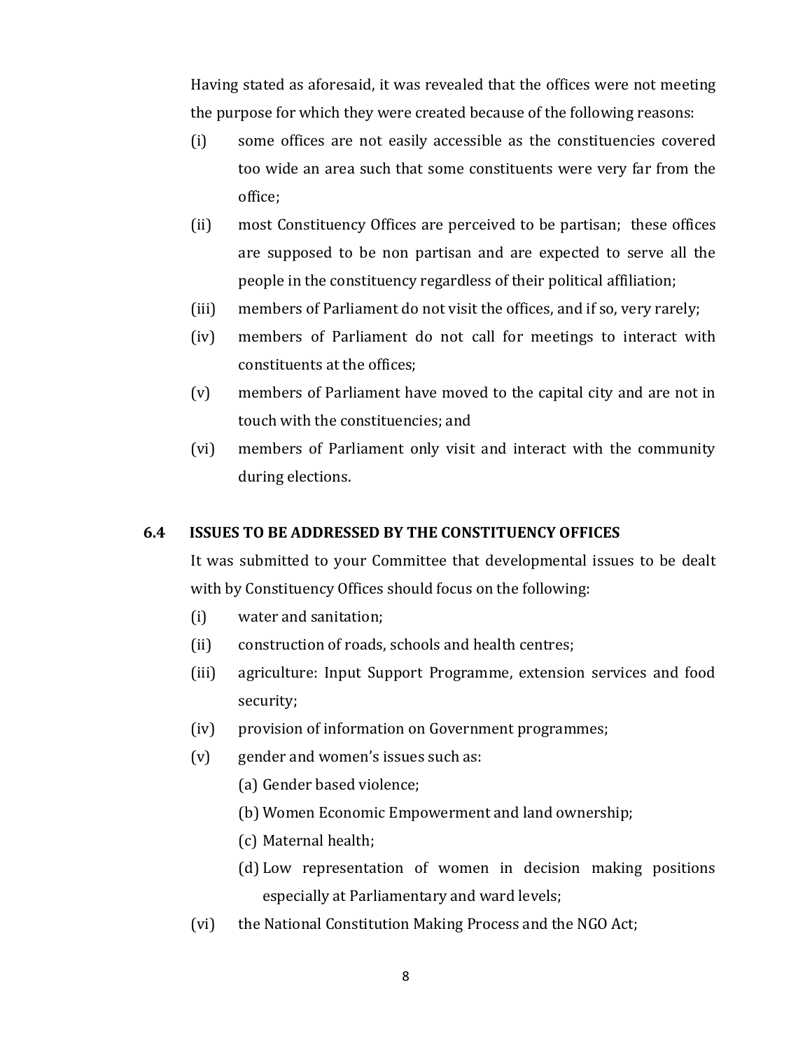Having stated as aforesaid, it was revealed that the offices were not meeting the purpose for which they were created because of the following reasons:

(i) some offices are not easily accessible as the constituencies covered too wide an area such that some constituents were very far from the office;

(ii) most Constituency Offices are perceived to be partisan; these offices are supposed to be non partisan and are expected to serve all the people in the constituency regardless of their political affiliation;

(iii) members of Parliament do not visit the offices, and if so, very rarely;

(iv) members of Parliament do not call for meetings to interact with constituents at the offices;

(v) members of Parliament have moved to the capital city and are not in touch with the constituencies; and

(vi) members of Parliament only visit and interact with the community during elections.

### 6.4 ISSUES TO BE ADDRESSED BY THE CONSTITUENCY OFFICES

It was submitted to your Committee that developmental issues to be dealt with by Constituency Offices should focus on the following:

(i) water and sanitation;

(ii) construction of roads, schools and health centres;

(iii) agriculture: Input Support Programme, extension services and food security;

(iv) provision of information on Government programmes;

(v) gender and women's issues such as:

  (a) Gender based violence;

  (b) Women Economic Empowerment and land ownership;

  (c) Maternal health;

  (d) Low representation of women in decision making positions especially at Parliamentary and ward levels;

(vi) the National Constitution Making Process and the NGO Act;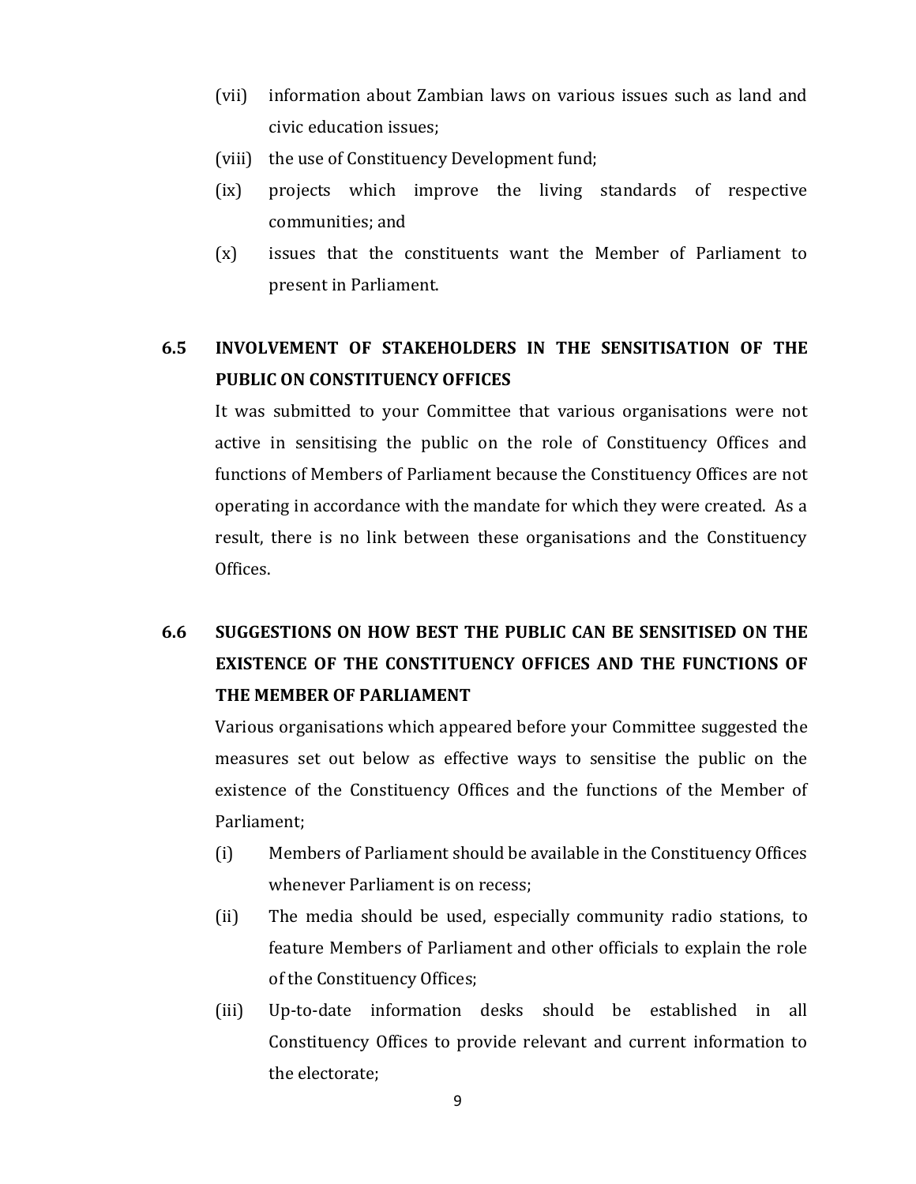(vii) information about Zambian laws on various issues such as land and civic education issues;

(viii) the use of Constituency Development fund;

(ix) projects which improve the living standards of respective communities; and

(x) issues that the constituents want the Member of Parliament to present in Parliament.

## 6.5 INVOLVEMENT OF STAKEHOLDERS IN THE SENSITISATION OF THE PUBLIC ON CONSTITUENCY OFFICES

It was submitted to your Committee that various organisations were not active in sensitising the public on the role of Constituency Offices and functions of Members of Parliament because the Constituency Offices are not operating in accordance with the mandate for which they were created. As a result, there is no link between these organisations and the Constituency Offices.

## 6.6 SUGGESTIONS ON HOW BEST THE PUBLIC CAN BE SENSITISED ON THE EXISTENCE OF THE CONSTITUENCY OFFICES AND THE FUNCTIONS OF THE MEMBER OF PARLIAMENT

Various organisations which appeared before your Committee suggested the measures set out below as effective ways to sensitise the public on the existence of the Constituency Offices and the functions of the Member of Parliament;

(i) Members of Parliament should be available in the Constituency Offices whenever Parliament is on recess;

(ii) The media should be used, especially community radio stations, to feature Members of Parliament and other officials to explain the role of the Constituency Offices;

(iii) Up-to-date information desks should be established in all Constituency Offices to provide relevant and current information to the electorate;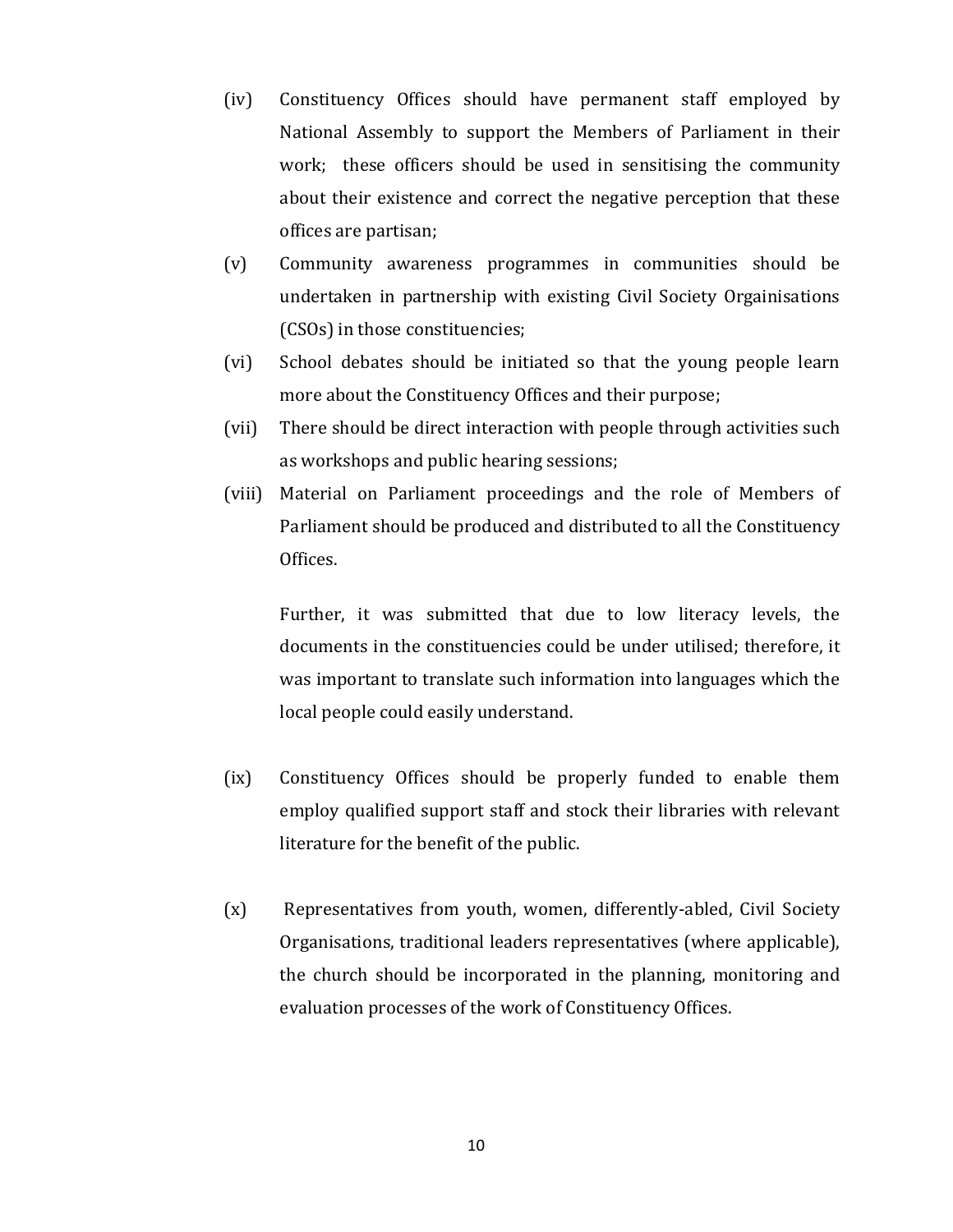(iv) Constituency Offices should have permanent staff employed by National Assembly to support the Members of Parliament in their work; these officers should be used in sensitising the community about their existence and correct the negative perception that these offices are partisan;

(v) Community awareness programmes in communities should be undertaken in partnership with existing Civil Society Orgainisations (CSOs) in those constituencies;

(vi) School debates should be initiated so that the young people learn more about the Constituency Offices and their purpose;

(vii) There should be direct interaction with people through activities such as workshops and public hearing sessions;

(viii) Material on Parliament proceedings and the role of Members of Parliament should be produced and distributed to all the Constituency Offices.

Further, it was submitted that due to low literacy levels, the documents in the constituencies could be under utilised; therefore, it was important to translate such information into languages which the local people could easily understand.

(ix) Constituency Offices should be properly funded to enable them employ qualified support staff and stock their libraries with relevant literature for the benefit of the public.

(x) Representatives from youth, women, differently-abled, Civil Society Organisations, traditional leaders representatives (where applicable), the church should be incorporated in the planning, monitoring and evaluation processes of the work of Constituency Offices.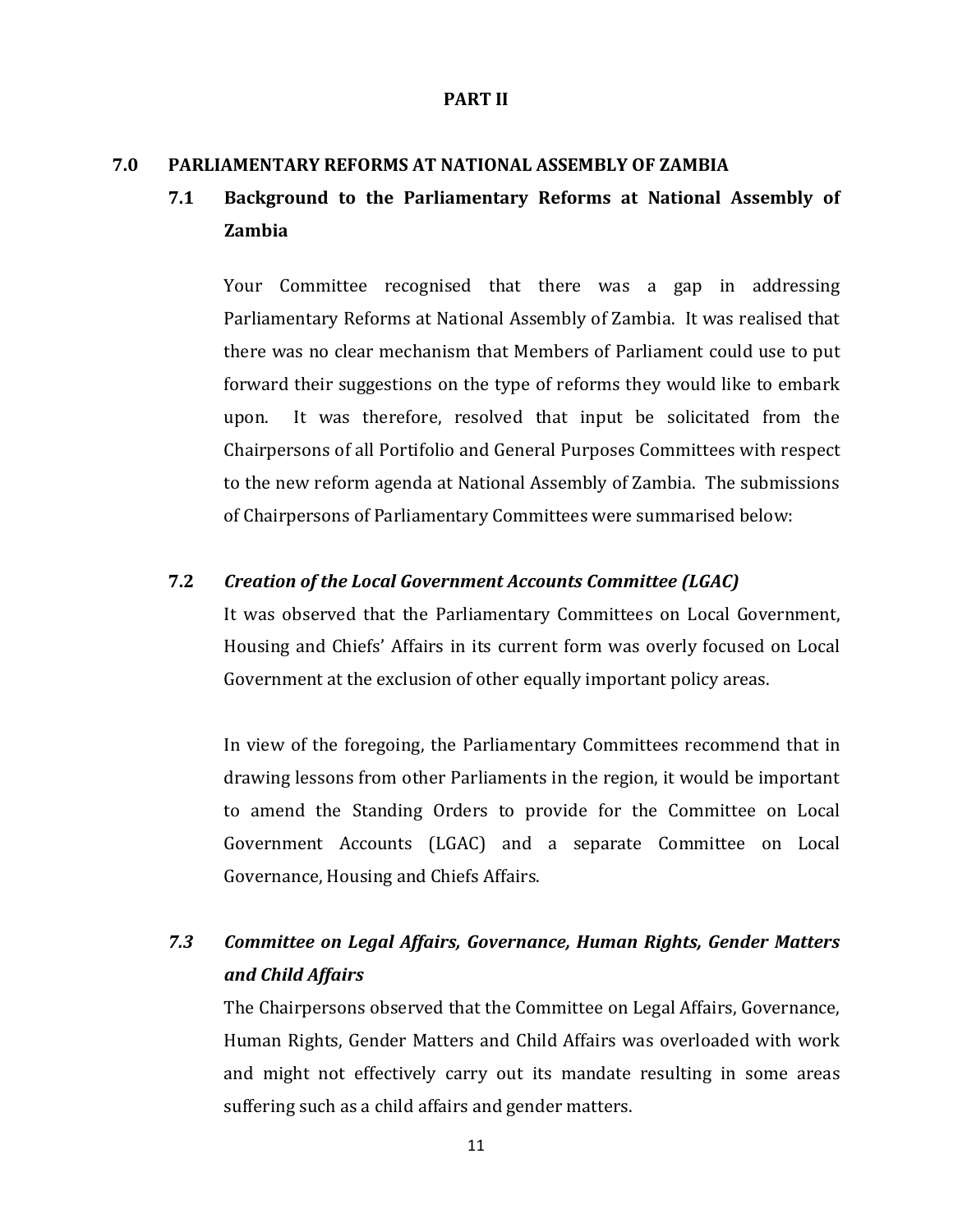## PART II

### 7.0 PARLIAMENTARY REFORMS AT NATIONAL ASSEMBLY OF ZAMBIA

#### 7.1 Background to the Parliamentary Reforms at National Assembly of Zambia

Your Committee recognised that there was a gap in addressing Parliamentary Reforms at National Assembly of Zambia. It was realised that there was no clear mechanism that Members of Parliament could use to put forward their suggestions on the type of reforms they would like to embark upon. It was therefore, resolved that input be solicitated from the Chairpersons of all Portifolio and General Purposes Committees with respect to the new reform agenda at National Assembly of Zambia. The submissions of Chairpersons of Parliamentary Committees were summarised below:

#### 7.2 *Creation of the Local Government Accounts Committee (LGAC)*

It was observed that the Parliamentary Committees on Local Government, Housing and Chiefs' Affairs in its current form was overly focused on Local Government at the exclusion of other equally important policy areas.

In view of the foregoing, the Parliamentary Committees recommend that in drawing lessons from other Parliaments in the region, it would be important to amend the Standing Orders to provide for the Committee on Local Government Accounts (LGAC) and a separate Committee on Local Governance, Housing and Chiefs Affairs.

#### *7.3 Committee on Legal Affairs, Governance, Human Rights, Gender Matters and Child Affairs*

The Chairpersons observed that the Committee on Legal Affairs, Governance, Human Rights, Gender Matters and Child Affairs was overloaded with work and might not effectively carry out its mandate resulting in some areas suffering such as a child affairs and gender matters.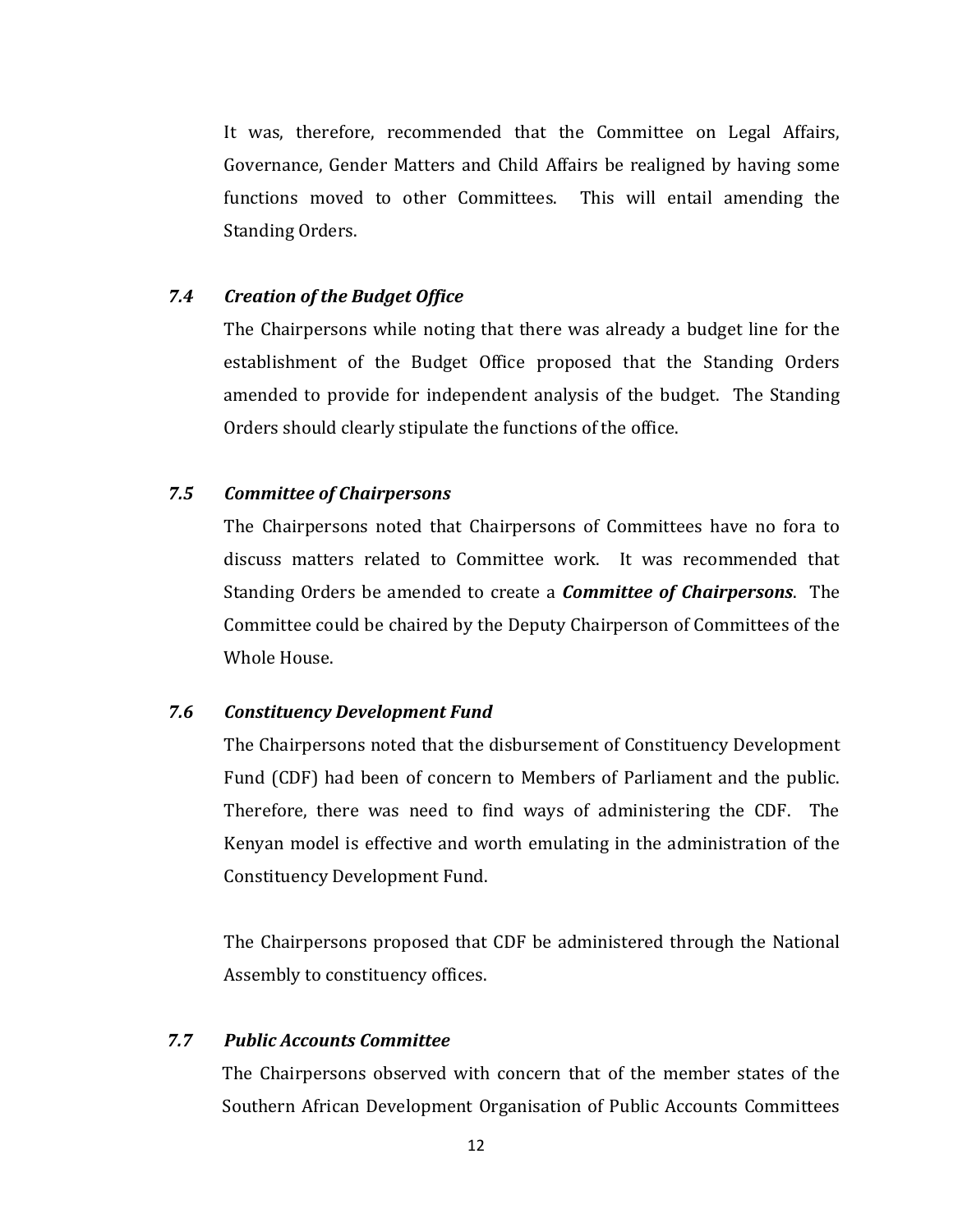It was, therefore, recommended that the Committee on Legal Affairs, Governance, Gender Matters and Child Affairs be realigned by having some functions moved to other Committees. This will entail amending the Standing Orders.

### *7.4 Creation of the Budget Office*

The Chairpersons while noting that there was already a budget line for the establishment of the Budget Office proposed that the Standing Orders amended to provide for independent analysis of the budget. The Standing Orders should clearly stipulate the functions of the office.

### *7.5 Committee of Chairpersons*

The Chairpersons noted that Chairpersons of Committees have no fora to discuss matters related to Committee work. It was recommended that Standing Orders be amended to create a ***Committee of Chairpersons***. The Committee could be chaired by the Deputy Chairperson of Committees of the Whole House.

### *7.6 Constituency Development Fund*

The Chairpersons noted that the disbursement of Constituency Development Fund (CDF) had been of concern to Members of Parliament and the public. Therefore, there was need to find ways of administering the CDF. The Kenyan model is effective and worth emulating in the administration of the Constituency Development Fund.

The Chairpersons proposed that CDF be administered through the National Assembly to constituency offices.

### *7.7 Public Accounts Committee*

The Chairpersons observed with concern that of the member states of the Southern African Development Organisation of Public Accounts Committees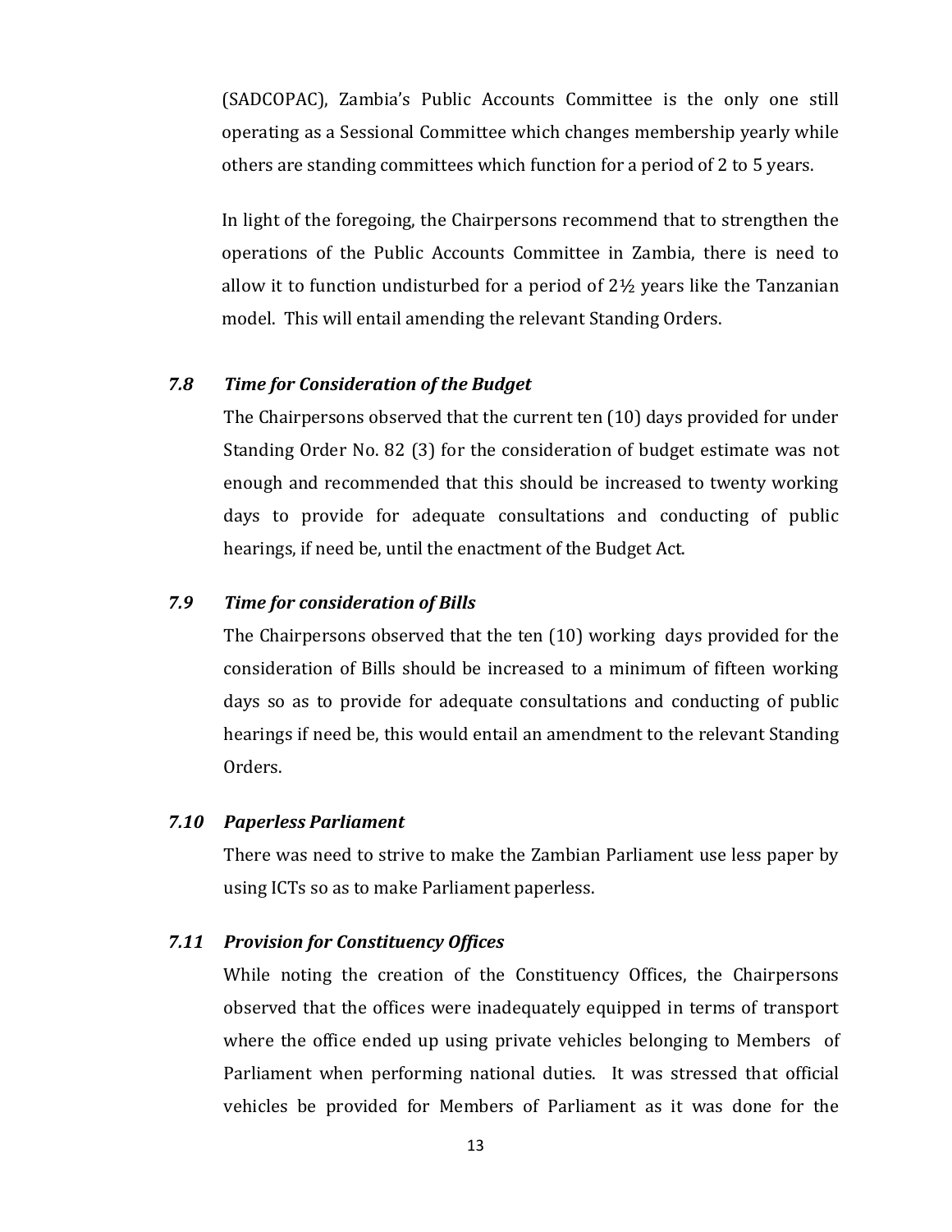(SADCOPAC), Zambia's Public Accounts Committee is the only one still operating as a Sessional Committee which changes membership yearly while others are standing committees which function for a period of 2 to 5 years.

In light of the foregoing, the Chairpersons recommend that to strengthen the operations of the Public Accounts Committee in Zambia, there is need to allow it to function undisturbed for a period of 2½ years like the Tanzanian model. This will entail amending the relevant Standing Orders.

### *7.8 Time for Consideration of the Budget*

The Chairpersons observed that the current ten (10) days provided for under Standing Order No. 82 (3) for the consideration of budget estimate was not enough and recommended that this should be increased to twenty working days to provide for adequate consultations and conducting of public hearings, if need be, until the enactment of the Budget Act.

### *7.9 Time for consideration of Bills*

The Chairpersons observed that the ten (10) working days provided for the consideration of Bills should be increased to a minimum of fifteen working days so as to provide for adequate consultations and conducting of public hearings if need be, this would entail an amendment to the relevant Standing Orders.

### *7.10 Paperless Parliament*

There was need to strive to make the Zambian Parliament use less paper by using ICTs so as to make Parliament paperless.

### *7.11 Provision for Constituency Offices*

While noting the creation of the Constituency Offices, the Chairpersons observed that the offices were inadequately equipped in terms of transport where the office ended up using private vehicles belonging to Members of Parliament when performing national duties. It was stressed that official vehicles be provided for Members of Parliament as it was done for the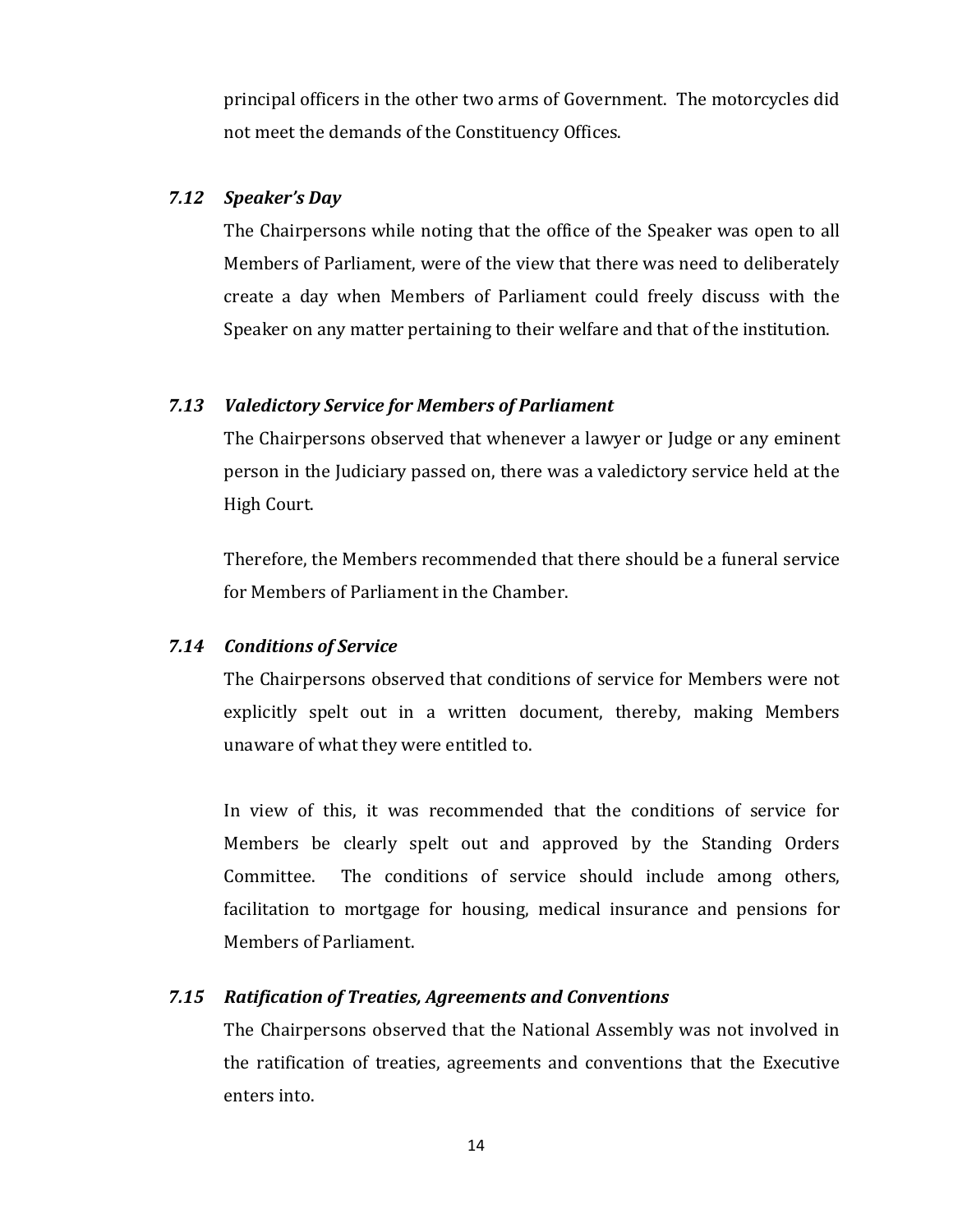principal officers in the other two arms of Government. The motorcycles did not meet the demands of the Constituency Offices.

### *7.12 Speaker's Day*

The Chairpersons while noting that the office of the Speaker was open to all Members of Parliament, were of the view that there was need to deliberately create a day when Members of Parliament could freely discuss with the Speaker on any matter pertaining to their welfare and that of the institution.

### *7.13 Valedictory Service for Members of Parliament*

The Chairpersons observed that whenever a lawyer or Judge or any eminent person in the Judiciary passed on, there was a valedictory service held at the High Court.

Therefore, the Members recommended that there should be a funeral service for Members of Parliament in the Chamber.

### *7.14 Conditions of Service*

The Chairpersons observed that conditions of service for Members were not explicitly spelt out in a written document, thereby, making Members unaware of what they were entitled to.

In view of this, it was recommended that the conditions of service for Members be clearly spelt out and approved by the Standing Orders Committee. The conditions of service should include among others, facilitation to mortgage for housing, medical insurance and pensions for Members of Parliament.

### *7.15 Ratification of Treaties, Agreements and Conventions*

The Chairpersons observed that the National Assembly was not involved in the ratification of treaties, agreements and conventions that the Executive enters into.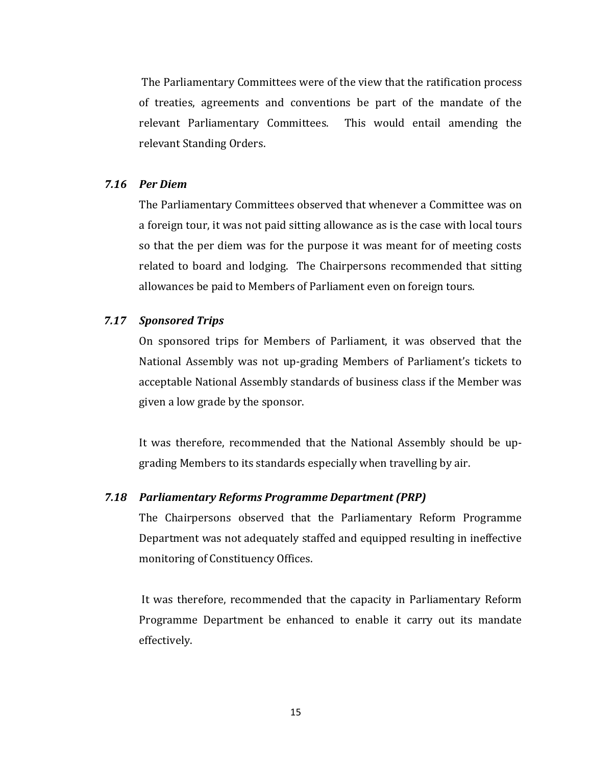The Parliamentary Committees were of the view that the ratification process of treaties, agreements and conventions be part of the mandate of the relevant Parliamentary Committees. This would entail amending the relevant Standing Orders.

### *7.16 Per Diem*

The Parliamentary Committees observed that whenever a Committee was on a foreign tour, it was not paid sitting allowance as is the case with local tours so that the per diem was for the purpose it was meant for of meeting costs related to board and lodging. The Chairpersons recommended that sitting allowances be paid to Members of Parliament even on foreign tours.

### *7.17 Sponsored Trips*

On sponsored trips for Members of Parliament, it was observed that the National Assembly was not up-grading Members of Parliament's tickets to acceptable National Assembly standards of business class if the Member was given a low grade by the sponsor.

It was therefore, recommended that the National Assembly should be up-grading Members to its standards especially when travelling by air.

### *7.18 Parliamentary Reforms Programme Department (PRP)*

The Chairpersons observed that the Parliamentary Reform Programme Department was not adequately staffed and equipped resulting in ineffective monitoring of Constituency Offices.

It was therefore, recommended that the capacity in Parliamentary Reform Programme Department be enhanced to enable it carry out its mandate effectively.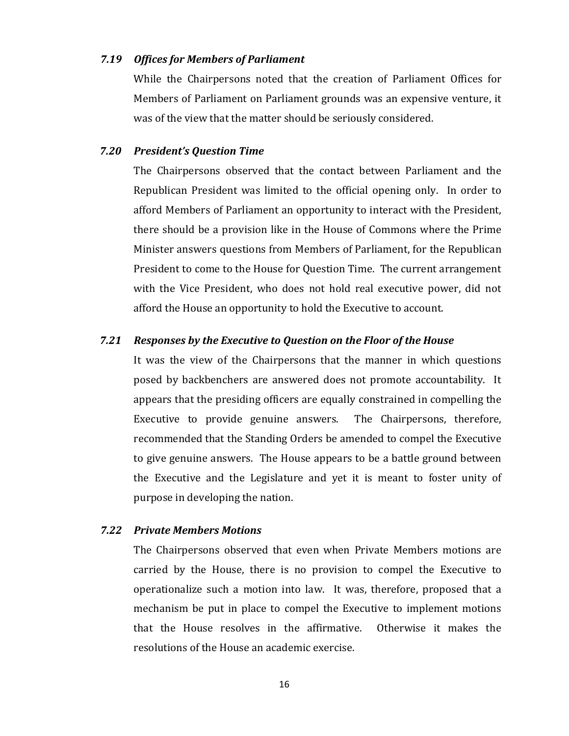### *7.19 Offices for Members of Parliament*

While the Chairpersons noted that the creation of Parliament Offices for Members of Parliament on Parliament grounds was an expensive venture, it was of the view that the matter should be seriously considered.

### *7.20 President's Question Time*

The Chairpersons observed that the contact between Parliament and the Republican President was limited to the official opening only. In order to afford Members of Parliament an opportunity to interact with the President, there should be a provision like in the House of Commons where the Prime Minister answers questions from Members of Parliament, for the Republican President to come to the House for Question Time. The current arrangement with the Vice President, who does not hold real executive power, did not afford the House an opportunity to hold the Executive to account.

### *7.21 Responses by the Executive to Question on the Floor of the House*

It was the view of the Chairpersons that the manner in which questions posed by backbenchers are answered does not promote accountability. It appears that the presiding officers are equally constrained in compelling the Executive to provide genuine answers. The Chairpersons, therefore, recommended that the Standing Orders be amended to compel the Executive to give genuine answers. The House appears to be a battle ground between the Executive and the Legislature and yet it is meant to foster unity of purpose in developing the nation.

### *7.22 Private Members Motions*

The Chairpersons observed that even when Private Members motions are carried by the House, there is no provision to compel the Executive to operationalize such a motion into law. It was, therefore, proposed that a mechanism be put in place to compel the Executive to implement motions that the House resolves in the affirmative. Otherwise it makes the resolutions of the House an academic exercise.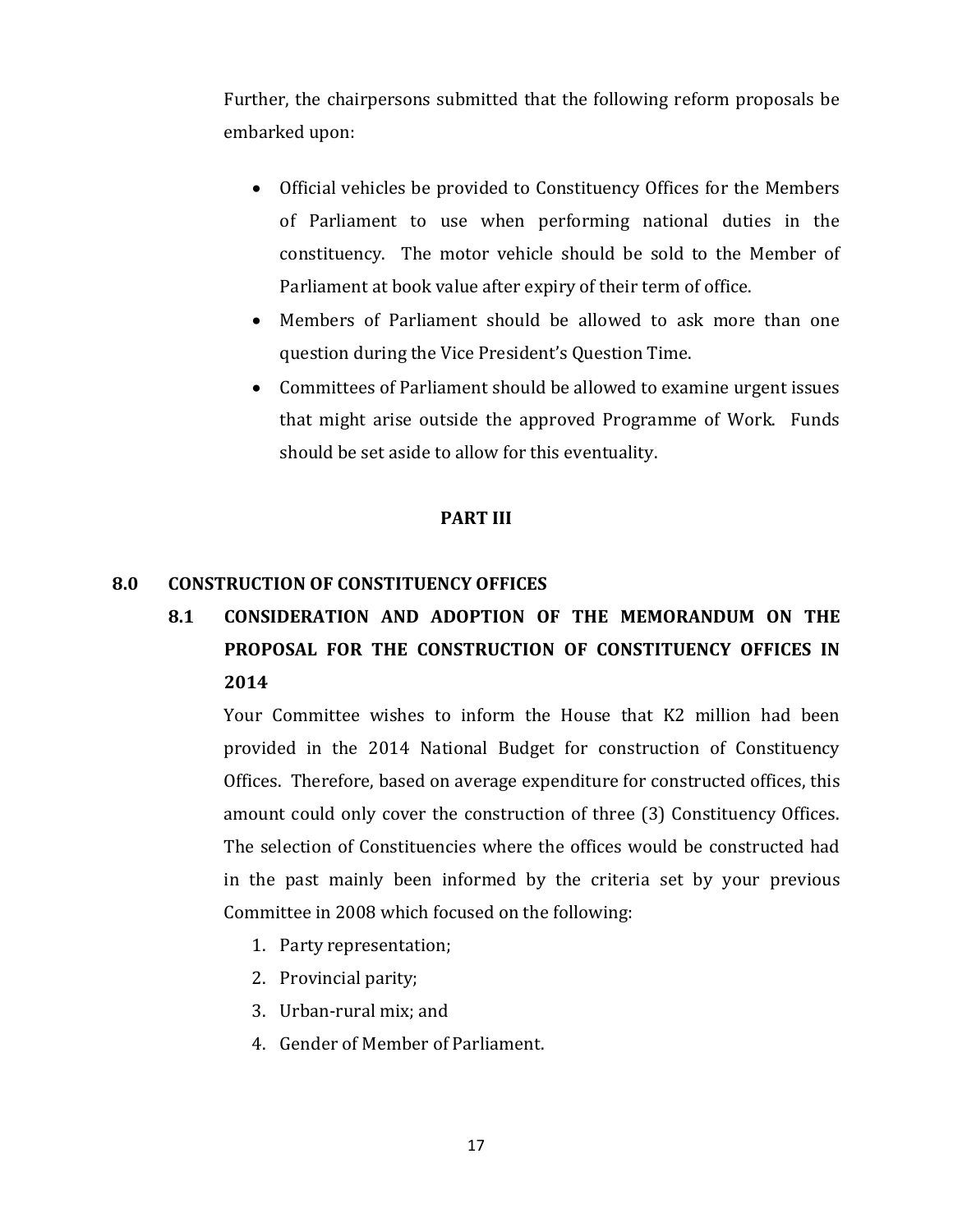Further, the chairpersons submitted that the following reform proposals be embarked upon:

- Official vehicles be provided to Constituency Offices for the Members of Parliament to use when performing national duties in the constituency. The motor vehicle should be sold to the Member of Parliament at book value after expiry of their term of office.
- Members of Parliament should be allowed to ask more than one question during the Vice President's Question Time.
- Committees of Parliament should be allowed to examine urgent issues that might arise outside the approved Programme of Work. Funds should be set aside to allow for this eventuality.

## PART III

## 8.0 CONSTRUCTION OF CONSTITUENCY OFFICES

### 8.1 CONSIDERATION AND ADOPTION OF THE MEMORANDUM ON THE PROPOSAL FOR THE CONSTRUCTION OF CONSTITUENCY OFFICES IN 2014

Your Committee wishes to inform the House that K2 million had been provided in the 2014 National Budget for construction of Constituency Offices. Therefore, based on average expenditure for constructed offices, this amount could only cover the construction of three (3) Constituency Offices. The selection of Constituencies where the offices would be constructed had in the past mainly been informed by the criteria set by your previous Committee in 2008 which focused on the following:

1. Party representation;
2. Provincial parity;
3. Urban-rural mix; and
4. Gender of Member of Parliament.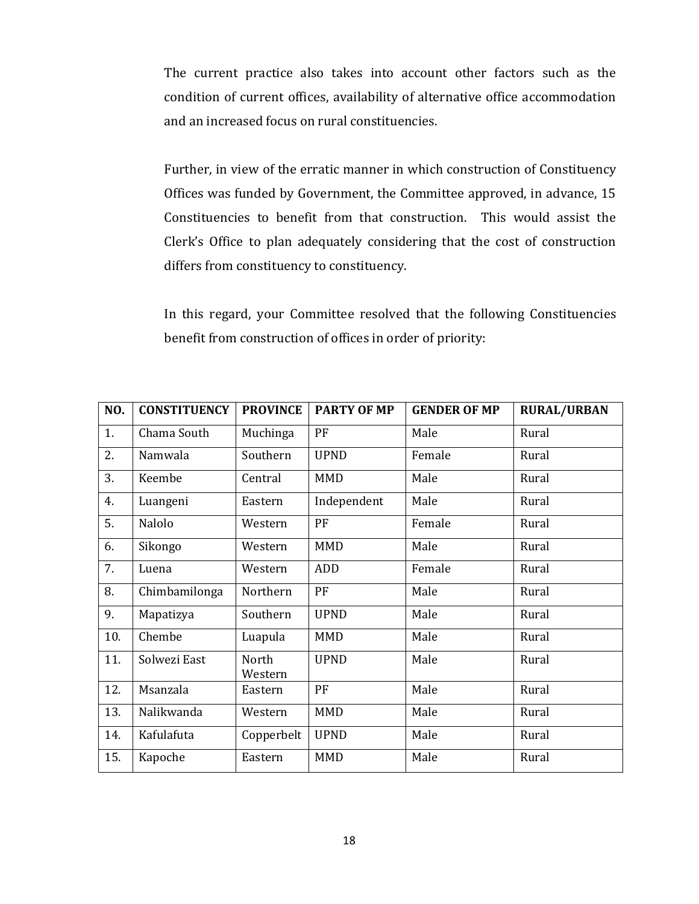The current practice also takes into account other factors such as the condition of current offices, availability of alternative office accommodation and an increased focus on rural constituencies.

Further, in view of the erratic manner in which construction of Constituency Offices was funded by Government, the Committee approved, in advance, 15 Constituencies to benefit from that construction. This would assist the Clerk's Office to plan adequately considering that the cost of construction differs from constituency to constituency.

In this regard, your Committee resolved that the following Constituencies benefit from construction of offices in order of priority:

| NO. | CONSTITUENCY | PROVINCE | PARTY OF MP | GENDER OF MP | RURAL/URBAN |
|---|---|---|---|---|---|
| 1. | Chama South | Muchinga | PF | Male | Rural |
| 2. | Namwala | Southern | UPND | Female | Rural |
| 3. | Keembe | Central | MMD | Male | Rural |
| 4. | Luangeni | Eastern | Independent | Male | Rural |
| 5. | Nalolo | Western | PF | Female | Rural |
| 6. | Sikongo | Western | MMD | Male | Rural |
| 7. | Luena | Western | ADD | Female | Rural |
| 8. | Chimbamilonga | Northern | PF | Male | Rural |
| 9. | Mapatizya | Southern | UPND | Male | Rural |
| 10. | Chembe | Luapula | MMD | Male | Rural |
| 11. | Solwezi East | North Western | UPND | Male | Rural |
| 12. | Msanzala | Eastern | PF | Male | Rural |
| 13. | Nalikwanda | Western | MMD | Male | Rural |
| 14. | Kafulafuta | Copperbelt | UPND | Male | Rural |
| 15. | Kapoche | Eastern | MMD | Male | Rural |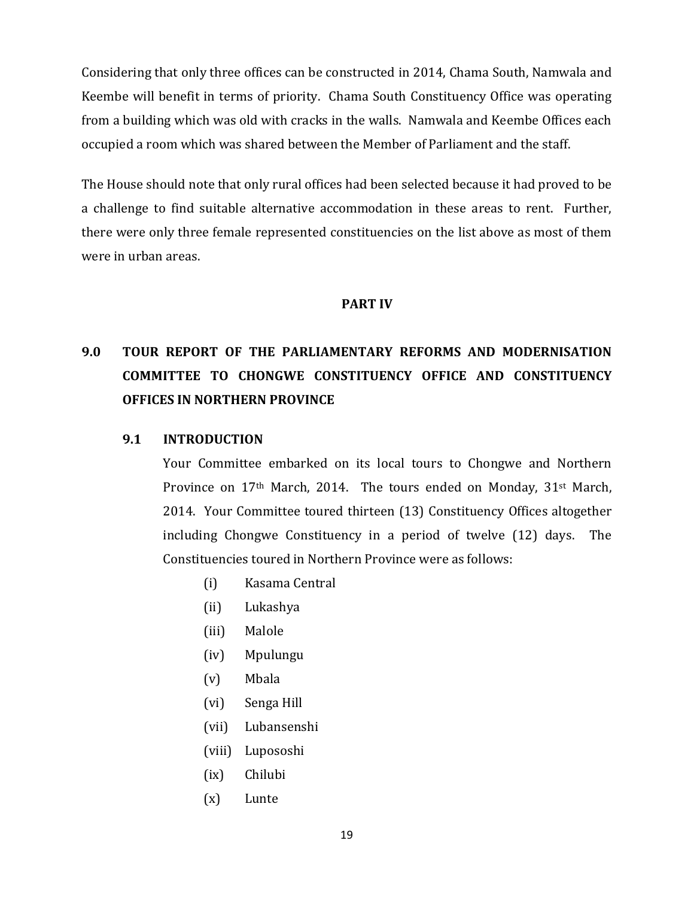Considering that only three offices can be constructed in 2014, Chama South, Namwala and Keembe will benefit in terms of priority. Chama South Constituency Office was operating from a building which was old with cracks in the walls. Namwala and Keembe Offices each occupied a room which was shared between the Member of Parliament and the staff.

The House should note that only rural offices had been selected because it had proved to be a challenge to find suitable alternative accommodation in these areas to rent. Further, there were only three female represented constituencies on the list above as most of them were in urban areas.

**PART IV**

## 9.0 TOUR REPORT OF THE PARLIAMENTARY REFORMS AND MODERNISATION COMMITTEE TO CHONGWE CONSTITUENCY OFFICE AND CONSTITUENCY OFFICES IN NORTHERN PROVINCE

### 9.1 INTRODUCTION

Your Committee embarked on its local tours to Chongwe and Northern Province on 17th March, 2014. The tours ended on Monday, 31st March, 2014. Your Committee toured thirteen (13) Constituency Offices altogether including Chongwe Constituency in a period of twelve (12) days. The Constituencies toured in Northern Province were as follows:

(i) Kasama Central
(ii) Lukashya
(iii) Malole
(iv) Mpulungu
(v) Mbala
(vi) Senga Hill
(vii) Lubansenshi
(viii) Lupososhi
(ix) Chilubi
(x) Lunte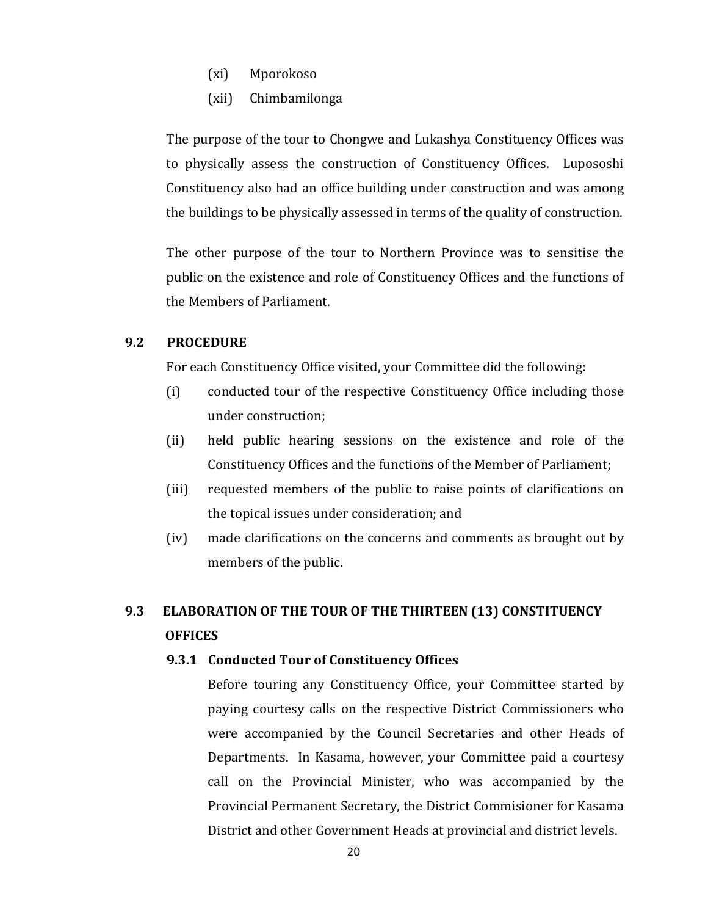(xi) Mporokoso

(xii) Chimbamilonga

The purpose of the tour to Chongwe and Lukashya Constituency Offices was to physically assess the construction of Constituency Offices. Lupososhi Constituency also had an office building under construction and was among the buildings to be physically assessed in terms of the quality of construction.

The other purpose of the tour to Northern Province was to sensitise the public on the existence and role of Constituency Offices and the functions of the Members of Parliament.

## 9.2 PROCEDURE

For each Constituency Office visited, your Committee did the following:

(i) conducted tour of the respective Constituency Office including those under construction;

(ii) held public hearing sessions on the existence and role of the Constituency Offices and the functions of the Member of Parliament;

(iii) requested members of the public to raise points of clarifications on the topical issues under consideration; and

(iv) made clarifications on the concerns and comments as brought out by members of the public.

## 9.3 ELABORATION OF THE TOUR OF THE THIRTEEN (13) CONSTITUENCY OFFICES

### 9.3.1 Conducted Tour of Constituency Offices

Before touring any Constituency Office, your Committee started by paying courtesy calls on the respective District Commissioners who were accompanied by the Council Secretaries and other Heads of Departments. In Kasama, however, your Committee paid a courtesy call on the Provincial Minister, who was accompanied by the Provincial Permanent Secretary, the District Commisioner for Kasama District and other Government Heads at provincial and district levels.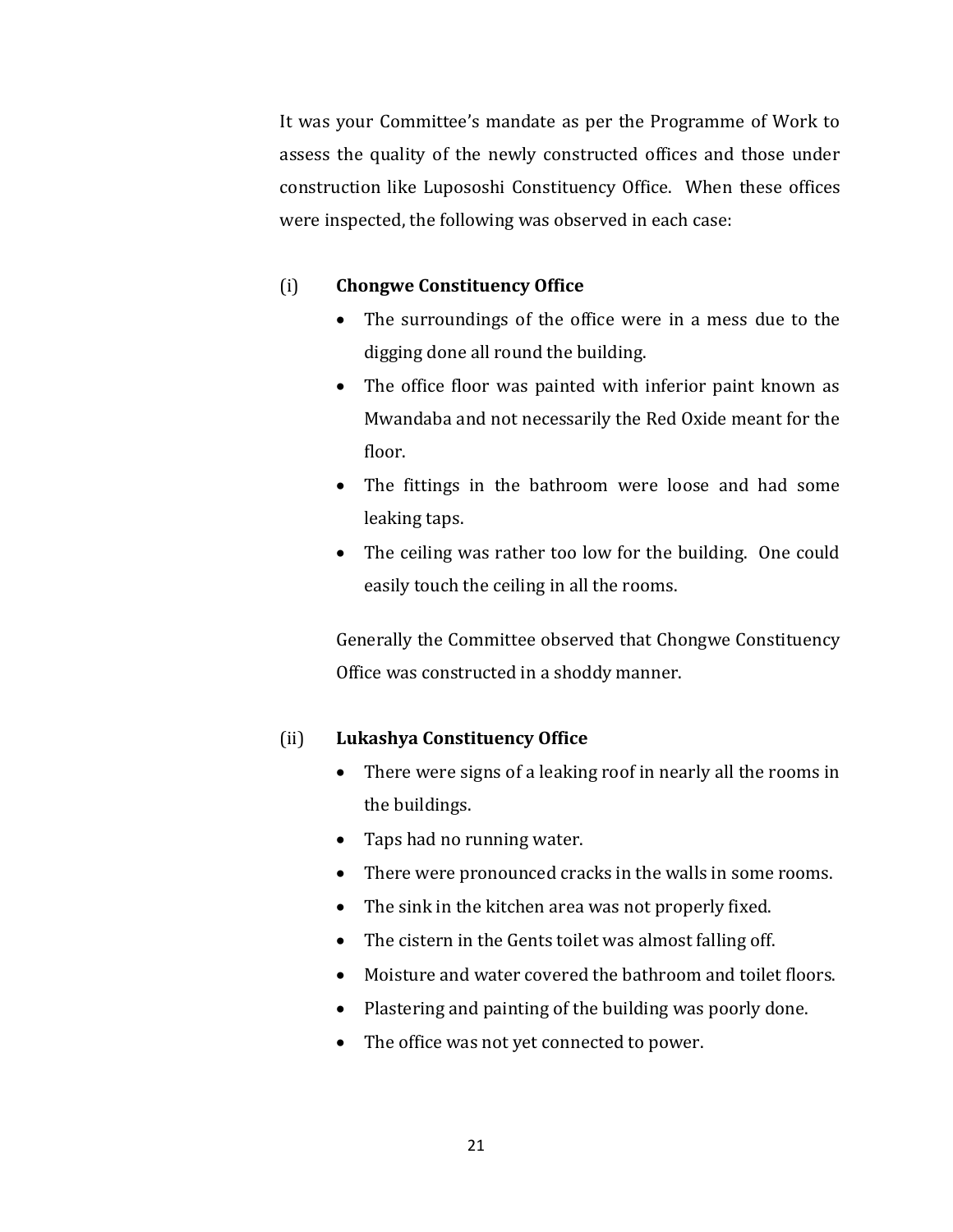It was your Committee's mandate as per the Programme of Work to assess the quality of the newly constructed offices and those under construction like Lupososhi Constituency Office. When these offices were inspected, the following was observed in each case:

(i) **Chongwe Constituency Office**

- The surroundings of the office were in a mess due to the digging done all round the building.
- The office floor was painted with inferior paint known as Mwandaba and not necessarily the Red Oxide meant for the floor.
- The fittings in the bathroom were loose and had some leaking taps.
- The ceiling was rather too low for the building. One could easily touch the ceiling in all the rooms.

Generally the Committee observed that Chongwe Constituency Office was constructed in a shoddy manner.

(ii) **Lukashya Constituency Office**

- There were signs of a leaking roof in nearly all the rooms in the buildings.
- Taps had no running water.
- There were pronounced cracks in the walls in some rooms.
- The sink in the kitchen area was not properly fixed.
- The cistern in the Gents toilet was almost falling off.
- Moisture and water covered the bathroom and toilet floors.
- Plastering and painting of the building was poorly done.
- The office was not yet connected to power.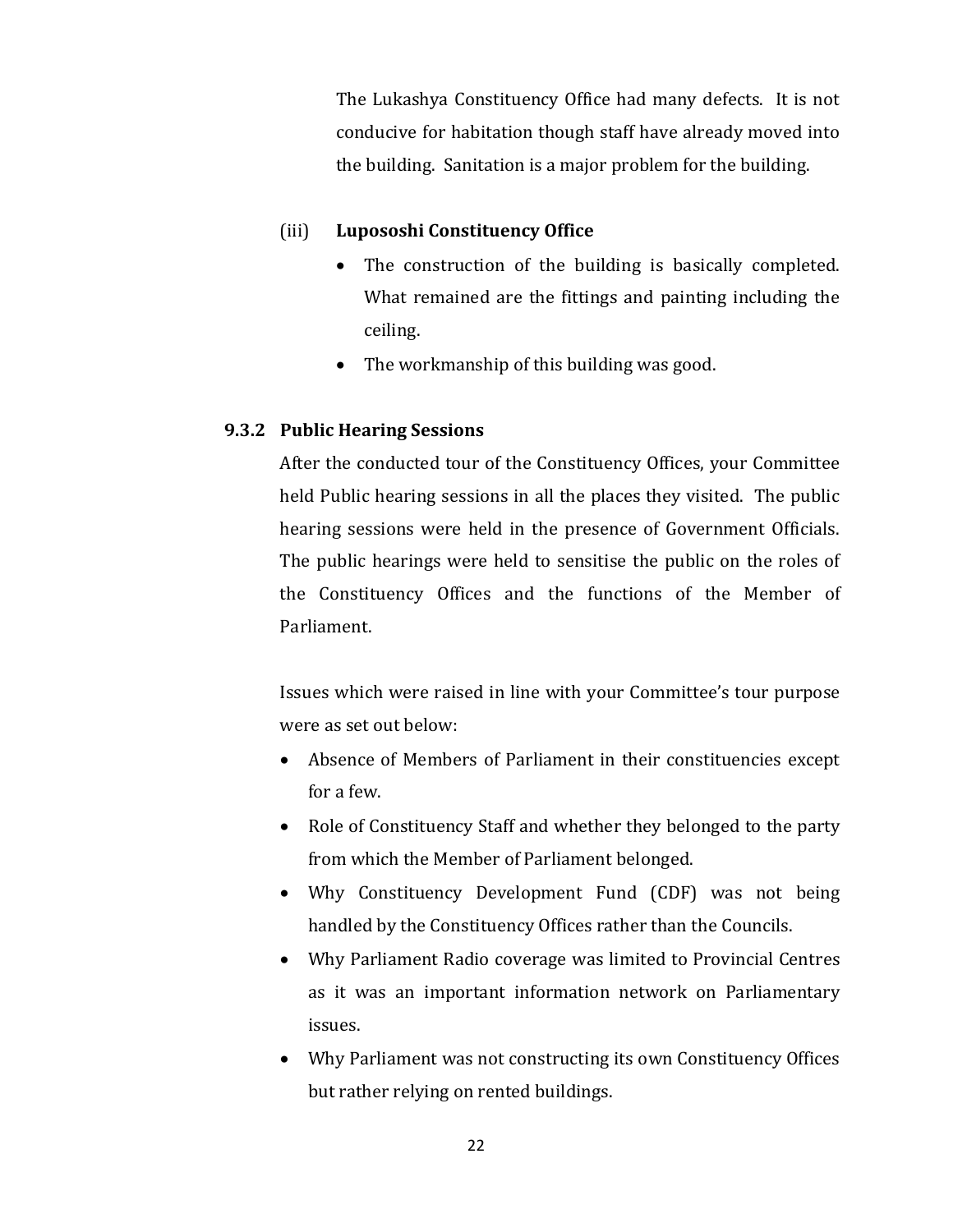The Lukashya Constituency Office had many defects. It is not conducive for habitation though staff have already moved into the building. Sanitation is a major problem for the building.

(iii) **Lupososhi Constituency Office**

- The construction of the building is basically completed. What remained are the fittings and painting including the ceiling.
- The workmanship of this building was good.

### 9.3.2 Public Hearing Sessions

After the conducted tour of the Constituency Offices, your Committee held Public hearing sessions in all the places they visited. The public hearing sessions were held in the presence of Government Officials. The public hearings were held to sensitise the public on the roles of the Constituency Offices and the functions of the Member of Parliament.

Issues which were raised in line with your Committee's tour purpose were as set out below:

- Absence of Members of Parliament in their constituencies except for a few.
- Role of Constituency Staff and whether they belonged to the party from which the Member of Parliament belonged.
- Why Constituency Development Fund (CDF) was not being handled by the Constituency Offices rather than the Councils.
- Why Parliament Radio coverage was limited to Provincial Centres as it was an important information network on Parliamentary issues.
- Why Parliament was not constructing its own Constituency Offices but rather relying on rented buildings.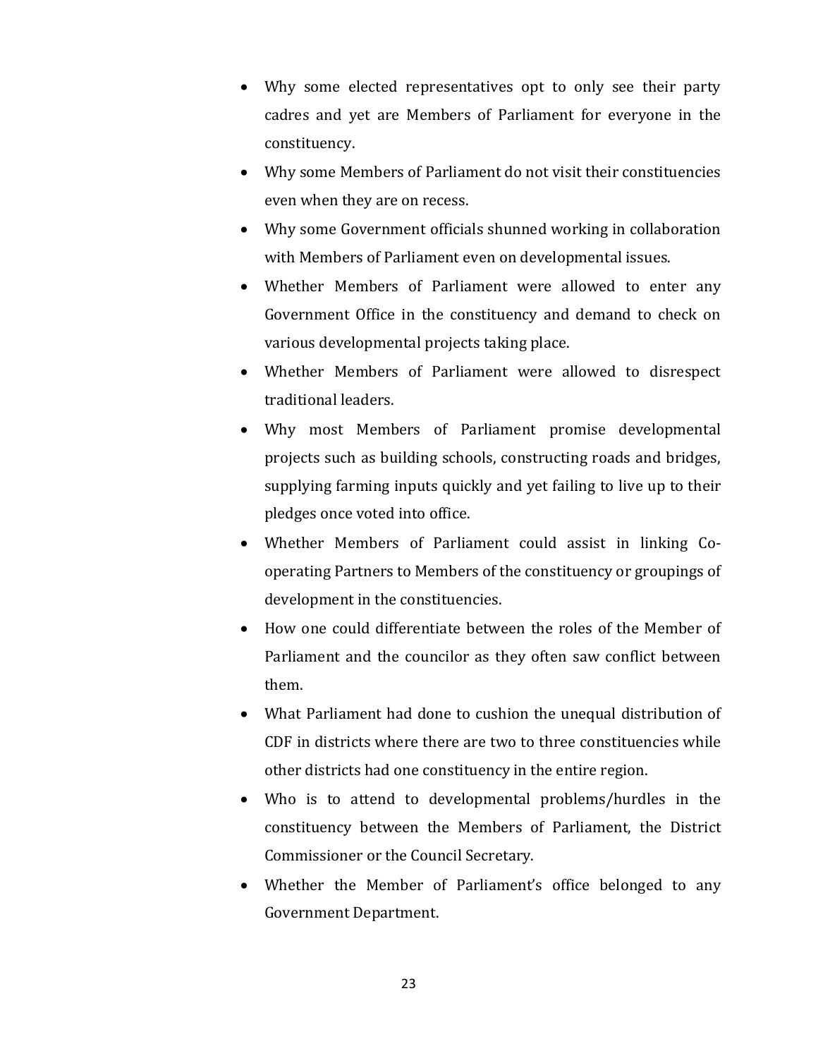- Why some elected representatives opt to only see their party cadres and yet are Members of Parliament for everyone in the constituency.
- Why some Members of Parliament do not visit their constituencies even when they are on recess.
- Why some Government officials shunned working in collaboration with Members of Parliament even on developmental issues.
- Whether Members of Parliament were allowed to enter any Government Office in the constituency and demand to check on various developmental projects taking place.
- Whether Members of Parliament were allowed to disrespect traditional leaders.
- Why most Members of Parliament promise developmental projects such as building schools, constructing roads and bridges, supplying farming inputs quickly and yet failing to live up to their pledges once voted into office.
- Whether Members of Parliament could assist in linking Co-operating Partners to Members of the constituency or groupings of development in the constituencies.
- How one could differentiate between the roles of the Member of Parliament and the councilor as they often saw conflict between them.
- What Parliament had done to cushion the unequal distribution of CDF in districts where there are two to three constituencies while other districts had one constituency in the entire region.
- Who is to attend to developmental problems/hurdles in the constituency between the Members of Parliament, the District Commissioner or the Council Secretary.
- Whether the Member of Parliament's office belonged to any Government Department.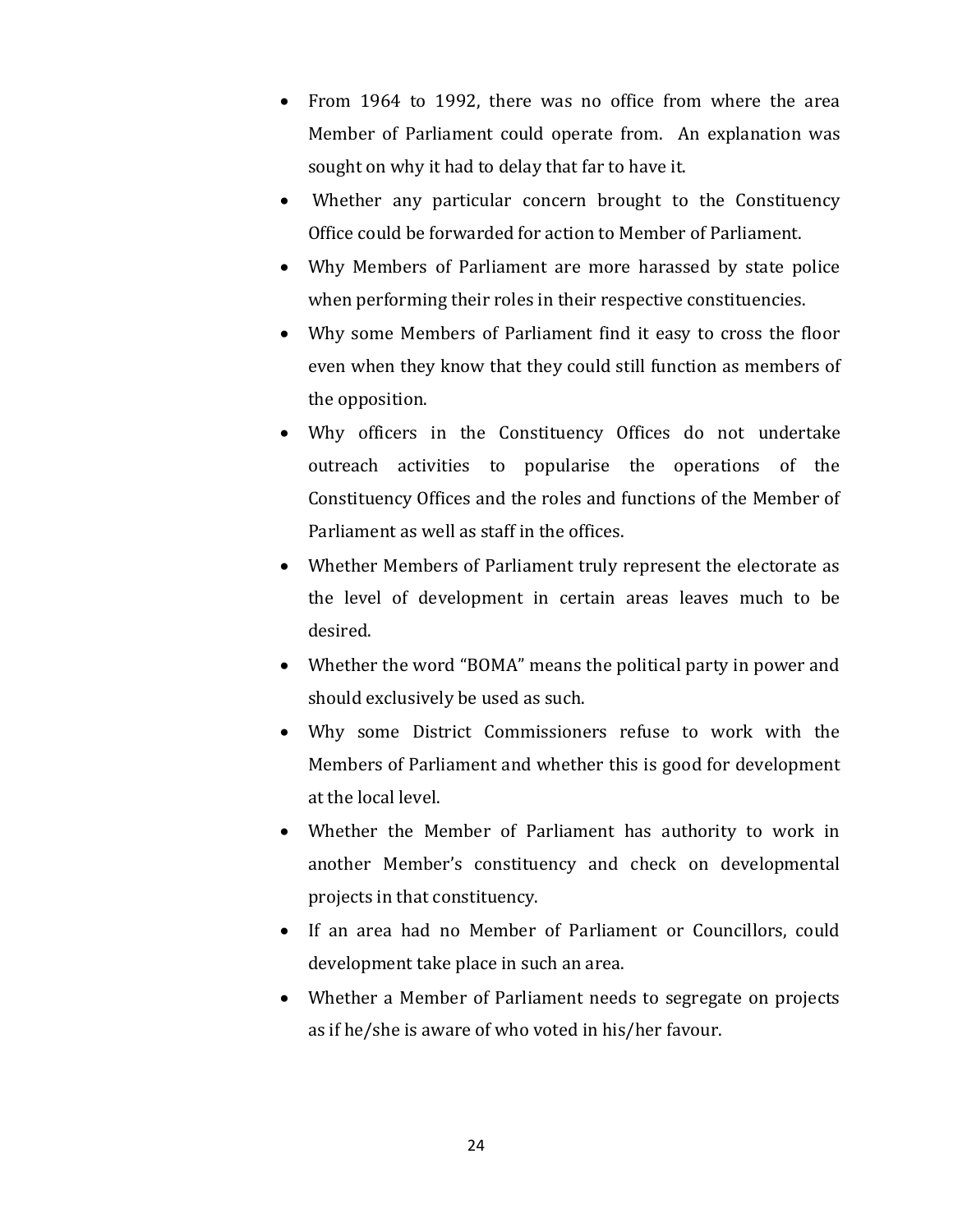- From 1964 to 1992, there was no office from where the area Member of Parliament could operate from. An explanation was sought on why it had to delay that far to have it.
- Whether any particular concern brought to the Constituency Office could be forwarded for action to Member of Parliament.
- Why Members of Parliament are more harassed by state police when performing their roles in their respective constituencies.
- Why some Members of Parliament find it easy to cross the floor even when they know that they could still function as members of the opposition.
- Why officers in the Constituency Offices do not undertake outreach activities to popularise the operations of the Constituency Offices and the roles and functions of the Member of Parliament as well as staff in the offices.
- Whether Members of Parliament truly represent the electorate as the level of development in certain areas leaves much to be desired.
- Whether the word "BOMA" means the political party in power and should exclusively be used as such.
- Why some District Commissioners refuse to work with the Members of Parliament and whether this is good for development at the local level.
- Whether the Member of Parliament has authority to work in another Member's constituency and check on developmental projects in that constituency.
- If an area had no Member of Parliament or Councillors, could development take place in such an area.
- Whether a Member of Parliament needs to segregate on projects as if he/she is aware of who voted in his/her favour.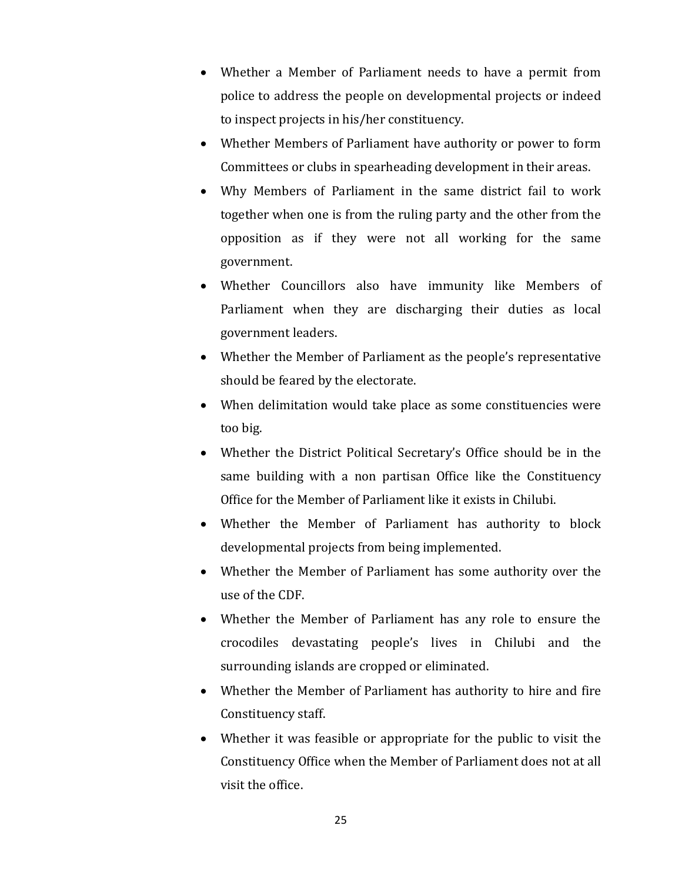- Whether a Member of Parliament needs to have a permit from police to address the people on developmental projects or indeed to inspect projects in his/her constituency.
- Whether Members of Parliament have authority or power to form Committees or clubs in spearheading development in their areas.
- Why Members of Parliament in the same district fail to work together when one is from the ruling party and the other from the opposition as if they were not all working for the same government.
- Whether Councillors also have immunity like Members of Parliament when they are discharging their duties as local government leaders.
- Whether the Member of Parliament as the people's representative should be feared by the electorate.
- When delimitation would take place as some constituencies were too big.
- Whether the District Political Secretary's Office should be in the same building with a non partisan Office like the Constituency Office for the Member of Parliament like it exists in Chilubi.
- Whether the Member of Parliament has authority to block developmental projects from being implemented.
- Whether the Member of Parliament has some authority over the use of the CDF.
- Whether the Member of Parliament has any role to ensure the crocodiles devastating people's lives in Chilubi and the surrounding islands are cropped or eliminated.
- Whether the Member of Parliament has authority to hire and fire Constituency staff.
- Whether it was feasible or appropriate for the public to visit the Constituency Office when the Member of Parliament does not at all visit the office.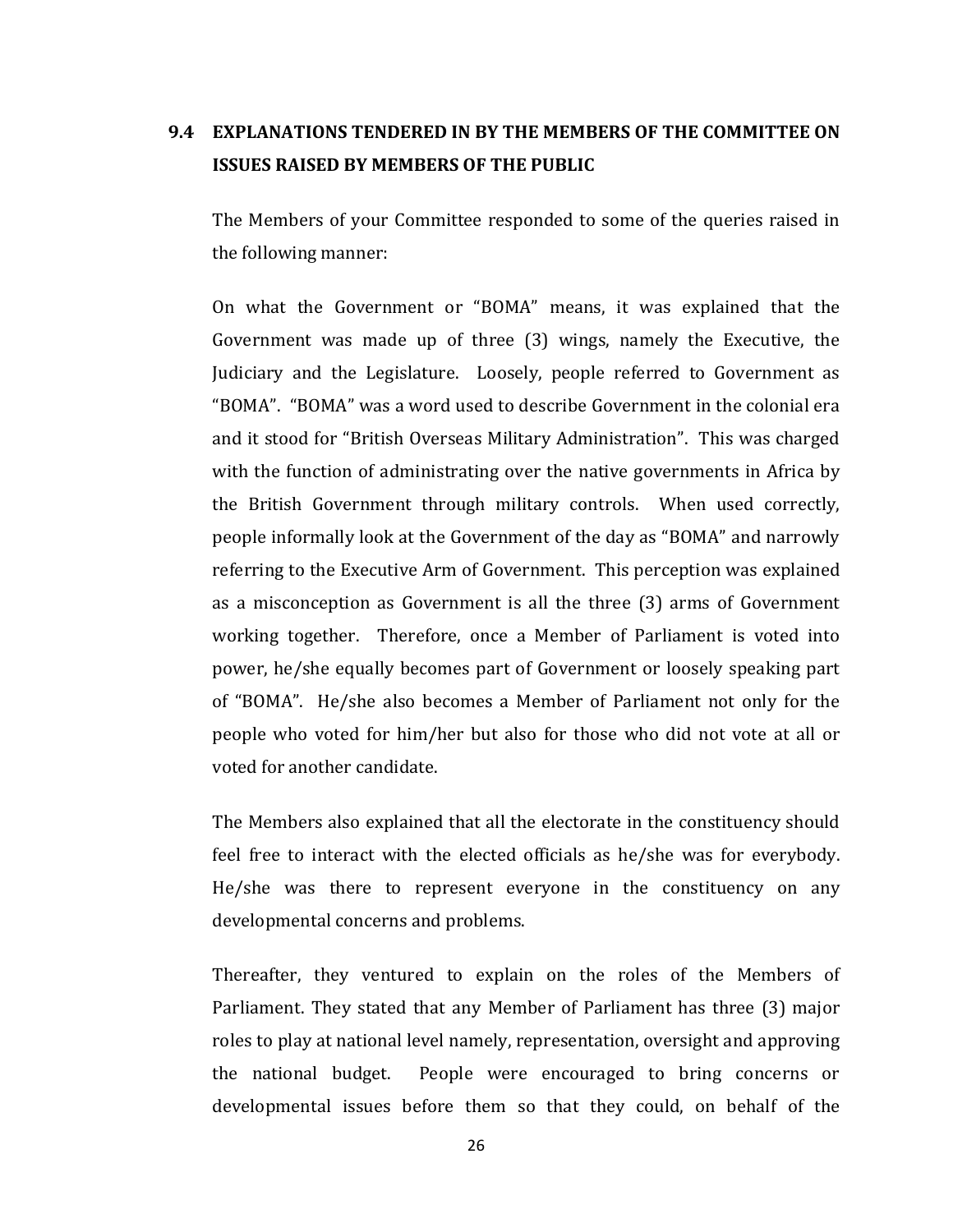## 9.4 EXPLANATIONS TENDERED IN BY THE MEMBERS OF THE COMMITTEE ON ISSUES RAISED BY MEMBERS OF THE PUBLIC

The Members of your Committee responded to some of the queries raised in the following manner:

On what the Government or "BOMA" means, it was explained that the Government was made up of three (3) wings, namely the Executive, the Judiciary and the Legislature. Loosely, people referred to Government as "BOMA". "BOMA" was a word used to describe Government in the colonial era and it stood for "British Overseas Military Administration". This was charged with the function of administrating over the native governments in Africa by the British Government through military controls. When used correctly, people informally look at the Government of the day as "BOMA" and narrowly referring to the Executive Arm of Government. This perception was explained as a misconception as Government is all the three (3) arms of Government working together. Therefore, once a Member of Parliament is voted into power, he/she equally becomes part of Government or loosely speaking part of "BOMA". He/she also becomes a Member of Parliament not only for the people who voted for him/her but also for those who did not vote at all or voted for another candidate.

The Members also explained that all the electorate in the constituency should feel free to interact with the elected officials as he/she was for everybody. He/she was there to represent everyone in the constituency on any developmental concerns and problems.

Thereafter, they ventured to explain on the roles of the Members of Parliament. They stated that any Member of Parliament has three (3) major roles to play at national level namely, representation, oversight and approving the national budget. People were encouraged to bring concerns or developmental issues before them so that they could, on behalf of the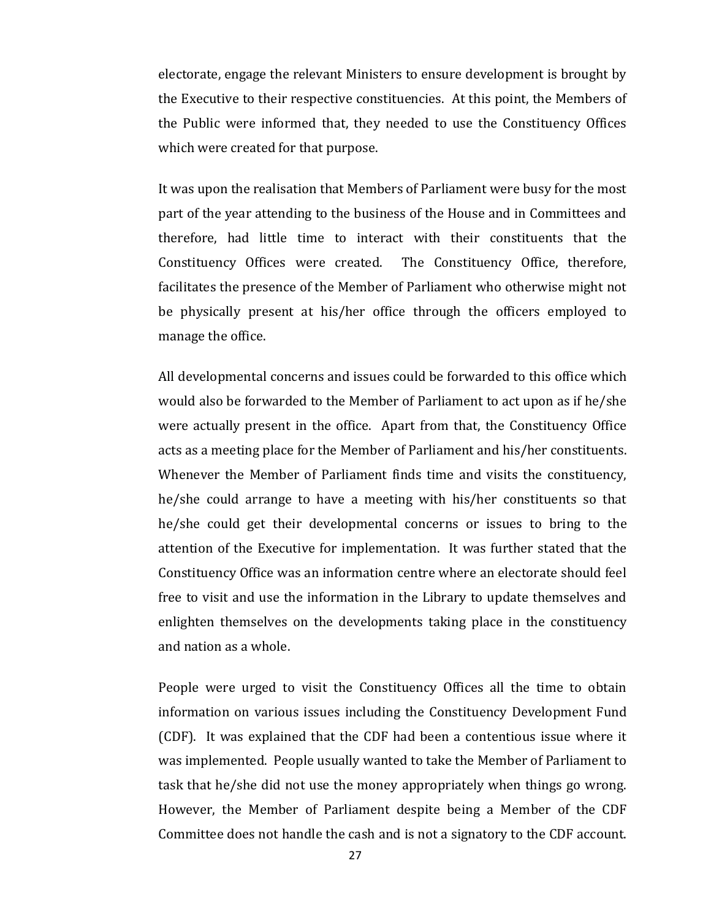electorate, engage the relevant Ministers to ensure development is brought by the Executive to their respective constituencies. At this point, the Members of the Public were informed that, they needed to use the Constituency Offices which were created for that purpose.

It was upon the realisation that Members of Parliament were busy for the most part of the year attending to the business of the House and in Committees and therefore, had little time to interact with their constituents that the Constituency Offices were created. The Constituency Office, therefore, facilitates the presence of the Member of Parliament who otherwise might not be physically present at his/her office through the officers employed to manage the office.

All developmental concerns and issues could be forwarded to this office which would also be forwarded to the Member of Parliament to act upon as if he/she were actually present in the office. Apart from that, the Constituency Office acts as a meeting place for the Member of Parliament and his/her constituents. Whenever the Member of Parliament finds time and visits the constituency, he/she could arrange to have a meeting with his/her constituents so that he/she could get their developmental concerns or issues to bring to the attention of the Executive for implementation. It was further stated that the Constituency Office was an information centre where an electorate should feel free to visit and use the information in the Library to update themselves and enlighten themselves on the developments taking place in the constituency and nation as a whole.

People were urged to visit the Constituency Offices all the time to obtain information on various issues including the Constituency Development Fund (CDF). It was explained that the CDF had been a contentious issue where it was implemented. People usually wanted to take the Member of Parliament to task that he/she did not use the money appropriately when things go wrong. However, the Member of Parliament despite being a Member of the CDF Committee does not handle the cash and is not a signatory to the CDF account.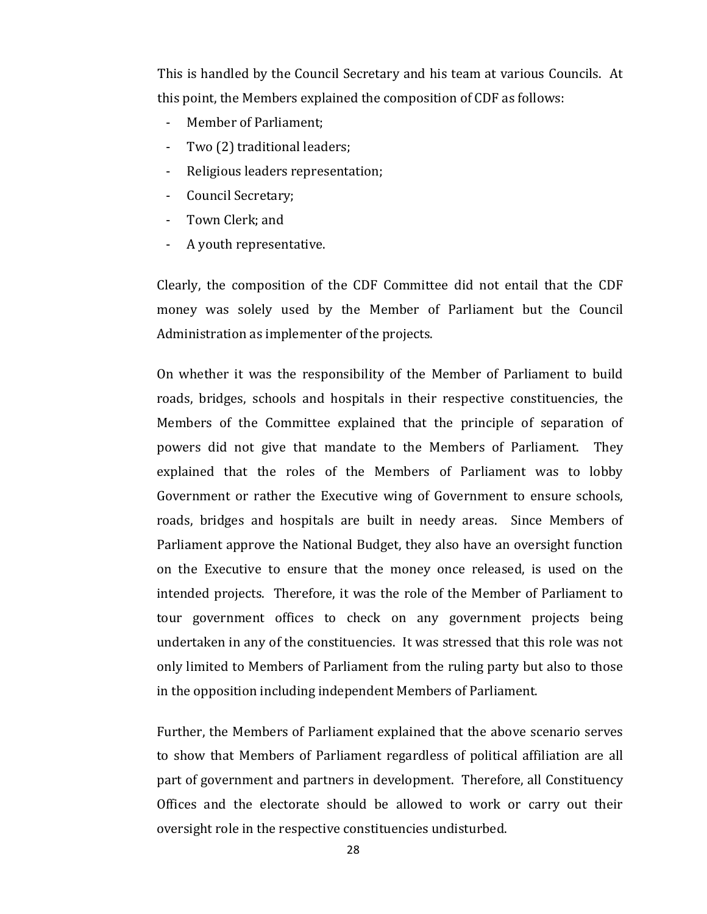This is handled by the Council Secretary and his team at various Councils. At this point, the Members explained the composition of CDF as follows:

- Member of Parliament;
- Two (2) traditional leaders;
- Religious leaders representation;
- Council Secretary;
- Town Clerk; and
- A youth representative.

Clearly, the composition of the CDF Committee did not entail that the CDF money was solely used by the Member of Parliament but the Council Administration as implementer of the projects.

On whether it was the responsibility of the Member of Parliament to build roads, bridges, schools and hospitals in their respective constituencies, the Members of the Committee explained that the principle of separation of powers did not give that mandate to the Members of Parliament. They explained that the roles of the Members of Parliament was to lobby Government or rather the Executive wing of Government to ensure schools, roads, bridges and hospitals are built in needy areas. Since Members of Parliament approve the National Budget, they also have an oversight function on the Executive to ensure that the money once released, is used on the intended projects. Therefore, it was the role of the Member of Parliament to tour government offices to check on any government projects being undertaken in any of the constituencies. It was stressed that this role was not only limited to Members of Parliament from the ruling party but also to those in the opposition including independent Members of Parliament.

Further, the Members of Parliament explained that the above scenario serves to show that Members of Parliament regardless of political affiliation are all part of government and partners in development. Therefore, all Constituency Offices and the electorate should be allowed to work or carry out their oversight role in the respective constituencies undisturbed.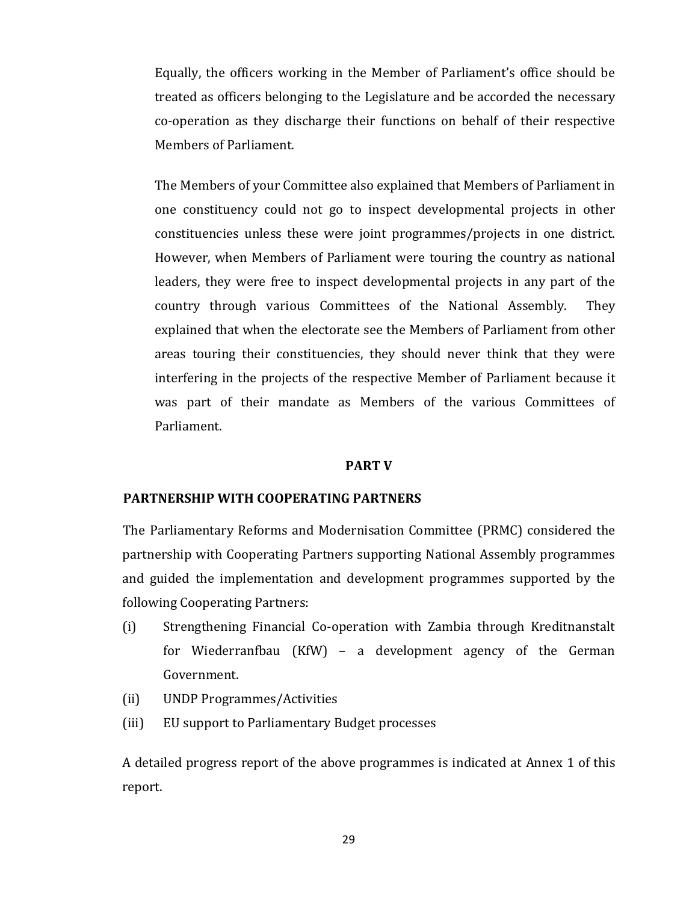Equally, the officers working in the Member of Parliament's office should be treated as officers belonging to the Legislature and be accorded the necessary co-operation as they discharge their functions on behalf of their respective Members of Parliament.

The Members of your Committee also explained that Members of Parliament in one constituency could not go to inspect developmental projects in other constituencies unless these were joint programmes/projects in one district. However, when Members of Parliament were touring the country as national leaders, they were free to inspect developmental projects in any part of the country through various Committees of the National Assembly. They explained that when the electorate see the Members of Parliament from other areas touring their constituencies, they should never think that they were interfering in the projects of the respective Member of Parliament because it was part of their mandate as Members of the various Committees of Parliament.

## PART V

### PARTNERSHIP WITH COOPERATING PARTNERS

The Parliamentary Reforms and Modernisation Committee (PRMC) considered the partnership with Cooperating Partners supporting National Assembly programmes and guided the implementation and development programmes supported by the following Cooperating Partners:

(i) Strengthening Financial Co-operation with Zambia through Kreditnanstalt for Wiederranfbau (KfW) – a development agency of the German Government.

(ii) UNDP Programmes/Activities

(iii) EU support to Parliamentary Budget processes

A detailed progress report of the above programmes is indicated at Annex 1 of this report.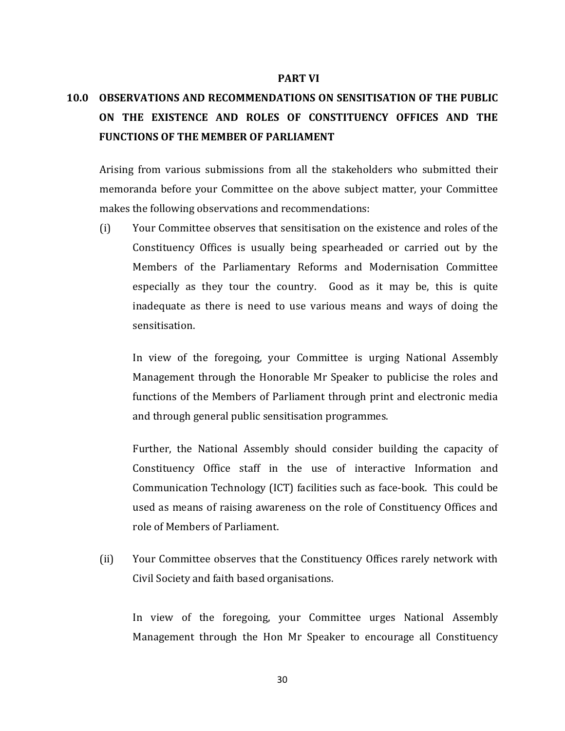**PART VI**

## 10.0 OBSERVATIONS AND RECOMMENDATIONS ON SENSITISATION OF THE PUBLIC ON THE EXISTENCE AND ROLES OF CONSTITUENCY OFFICES AND THE FUNCTIONS OF THE MEMBER OF PARLIAMENT

Arising from various submissions from all the stakeholders who submitted their memoranda before your Committee on the above subject matter, your Committee makes the following observations and recommendations:

(i) Your Committee observes that sensitisation on the existence and roles of the Constituency Offices is usually being spearheaded or carried out by the Members of the Parliamentary Reforms and Modernisation Committee especially as they tour the country. Good as it may be, this is quite inadequate as there is need to use various means and ways of doing the sensitisation.

In view of the foregoing, your Committee is urging National Assembly Management through the Honorable Mr Speaker to publicise the roles and functions of the Members of Parliament through print and electronic media and through general public sensitisation programmes.

Further, the National Assembly should consider building the capacity of Constituency Office staff in the use of interactive Information and Communication Technology (ICT) facilities such as face-book. This could be used as means of raising awareness on the role of Constituency Offices and role of Members of Parliament.

(ii) Your Committee observes that the Constituency Offices rarely network with Civil Society and faith based organisations.

In view of the foregoing, your Committee urges National Assembly Management through the Hon Mr Speaker to encourage all Constituency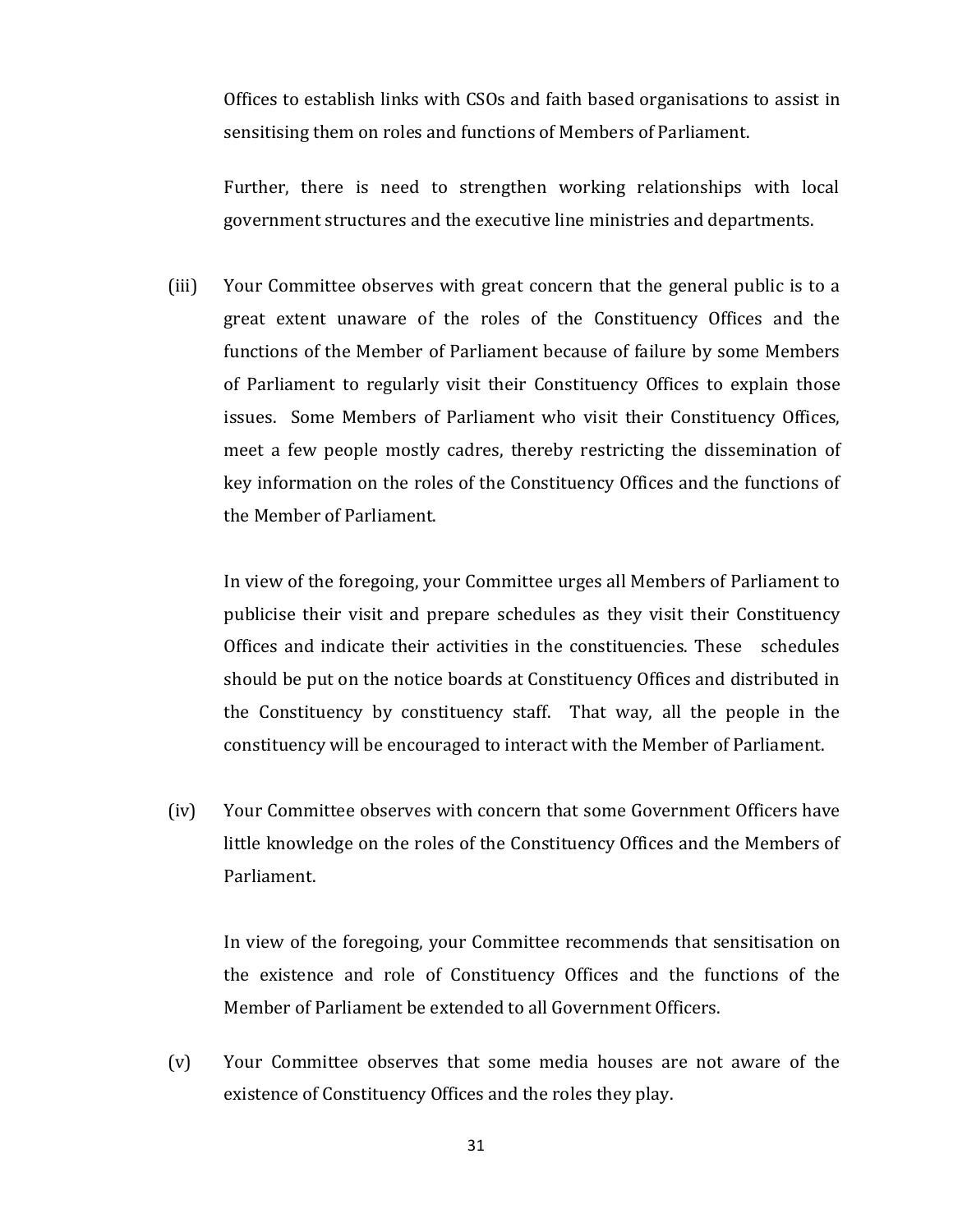Offices to establish links with CSOs and faith based organisations to assist in sensitising them on roles and functions of Members of Parliament.

Further, there is need to strengthen working relationships with local government structures and the executive line ministries and departments.

(iii) Your Committee observes with great concern that the general public is to a great extent unaware of the roles of the Constituency Offices and the functions of the Member of Parliament because of failure by some Members of Parliament to regularly visit their Constituency Offices to explain those issues. Some Members of Parliament who visit their Constituency Offices, meet a few people mostly cadres, thereby restricting the dissemination of key information on the roles of the Constituency Offices and the functions of the Member of Parliament.

In view of the foregoing, your Committee urges all Members of Parliament to publicise their visit and prepare schedules as they visit their Constituency Offices and indicate their activities in the constituencies. These schedules should be put on the notice boards at Constituency Offices and distributed in the Constituency by constituency staff. That way, all the people in the constituency will be encouraged to interact with the Member of Parliament.

(iv) Your Committee observes with concern that some Government Officers have little knowledge on the roles of the Constituency Offices and the Members of Parliament.

In view of the foregoing, your Committee recommends that sensitisation on the existence and role of Constituency Offices and the functions of the Member of Parliament be extended to all Government Officers.

(v) Your Committee observes that some media houses are not aware of the existence of Constituency Offices and the roles they play.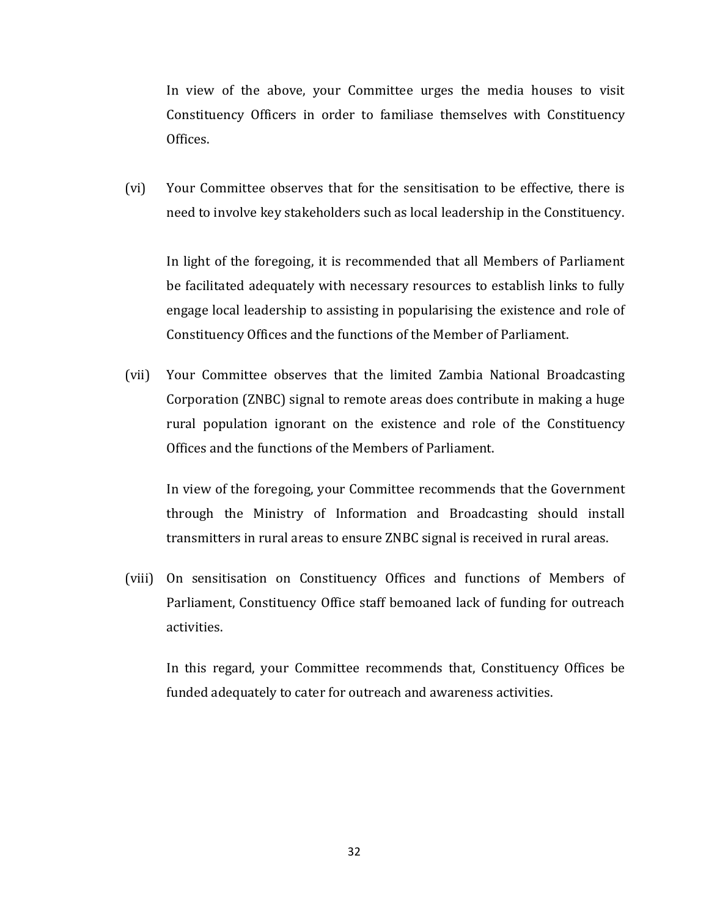In view of the above, your Committee urges the media houses to visit Constituency Officers in order to familiase themselves with Constituency Offices.

(vi) Your Committee observes that for the sensitisation to be effective, there is need to involve key stakeholders such as local leadership in the Constituency.

In light of the foregoing, it is recommended that all Members of Parliament be facilitated adequately with necessary resources to establish links to fully engage local leadership to assisting in popularising the existence and role of Constituency Offices and the functions of the Member of Parliament.

(vii) Your Committee observes that the limited Zambia National Broadcasting Corporation (ZNBC) signal to remote areas does contribute in making a huge rural population ignorant on the existence and role of the Constituency Offices and the functions of the Members of Parliament.

In view of the foregoing, your Committee recommends that the Government through the Ministry of Information and Broadcasting should install transmitters in rural areas to ensure ZNBC signal is received in rural areas.

(viii) On sensitisation on Constituency Offices and functions of Members of Parliament, Constituency Office staff bemoaned lack of funding for outreach activities.

In this regard, your Committee recommends that, Constituency Offices be funded adequately to cater for outreach and awareness activities.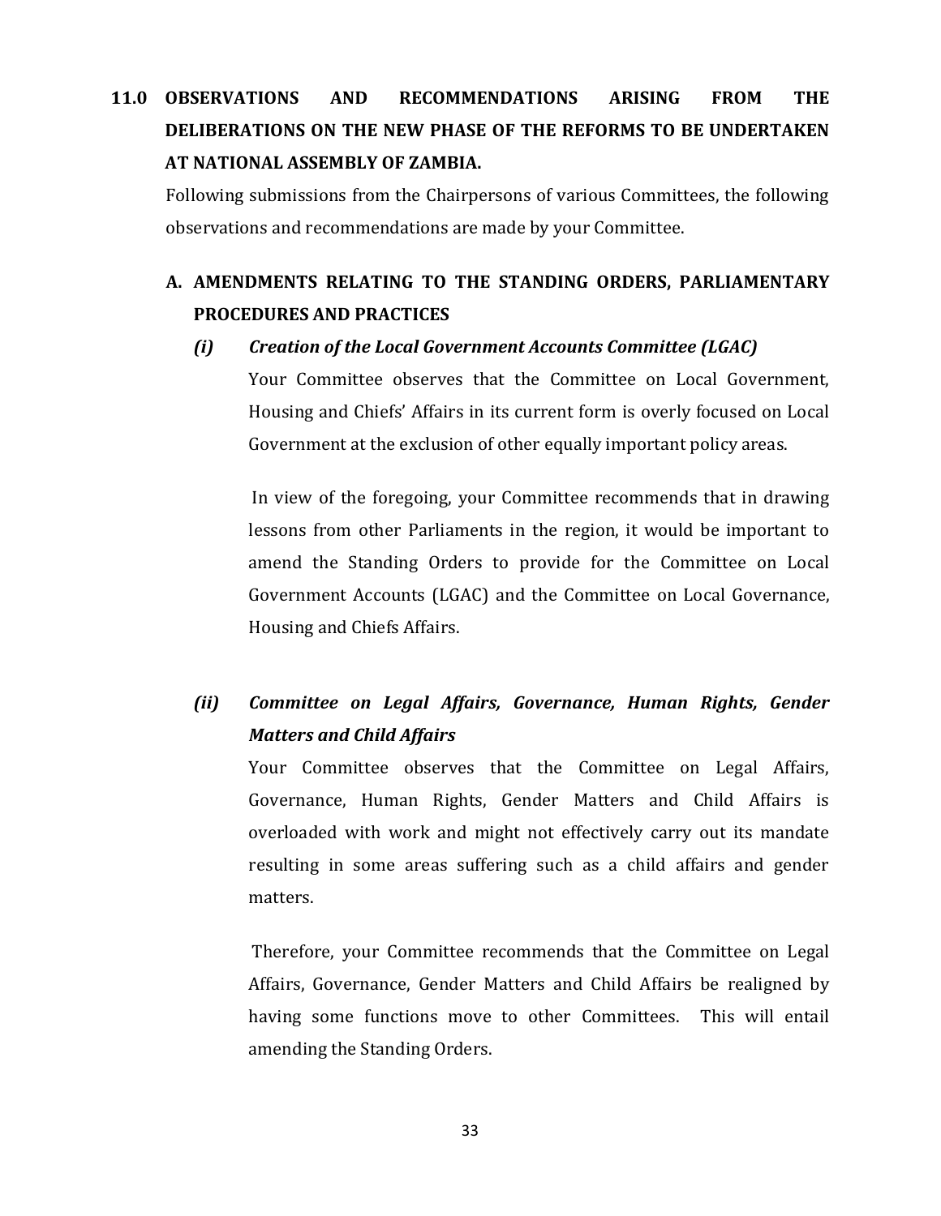## 11.0 OBSERVATIONS AND RECOMMENDATIONS ARISING FROM THE DELIBERATIONS ON THE NEW PHASE OF THE REFORMS TO BE UNDERTAKEN AT NATIONAL ASSEMBLY OF ZAMBIA.

Following submissions from the Chairpersons of various Committees, the following observations and recommendations are made by your Committee.

### A. AMENDMENTS RELATING TO THE STANDING ORDERS, PARLIAMENTARY PROCEDURES AND PRACTICES

#### *(i) Creation of the Local Government Accounts Committee (LGAC)*

Your Committee observes that the Committee on Local Government, Housing and Chiefs' Affairs in its current form is overly focused on Local Government at the exclusion of other equally important policy areas.

In view of the foregoing, your Committee recommends that in drawing lessons from other Parliaments in the region, it would be important to amend the Standing Orders to provide for the Committee on Local Government Accounts (LGAC) and the Committee on Local Governance, Housing and Chiefs Affairs.

#### *(ii) Committee on Legal Affairs, Governance, Human Rights, Gender Matters and Child Affairs*

Your Committee observes that the Committee on Legal Affairs, Governance, Human Rights, Gender Matters and Child Affairs is overloaded with work and might not effectively carry out its mandate resulting in some areas suffering such as a child affairs and gender matters.

Therefore, your Committee recommends that the Committee on Legal Affairs, Governance, Gender Matters and Child Affairs be realigned by having some functions move to other Committees. This will entail amending the Standing Orders.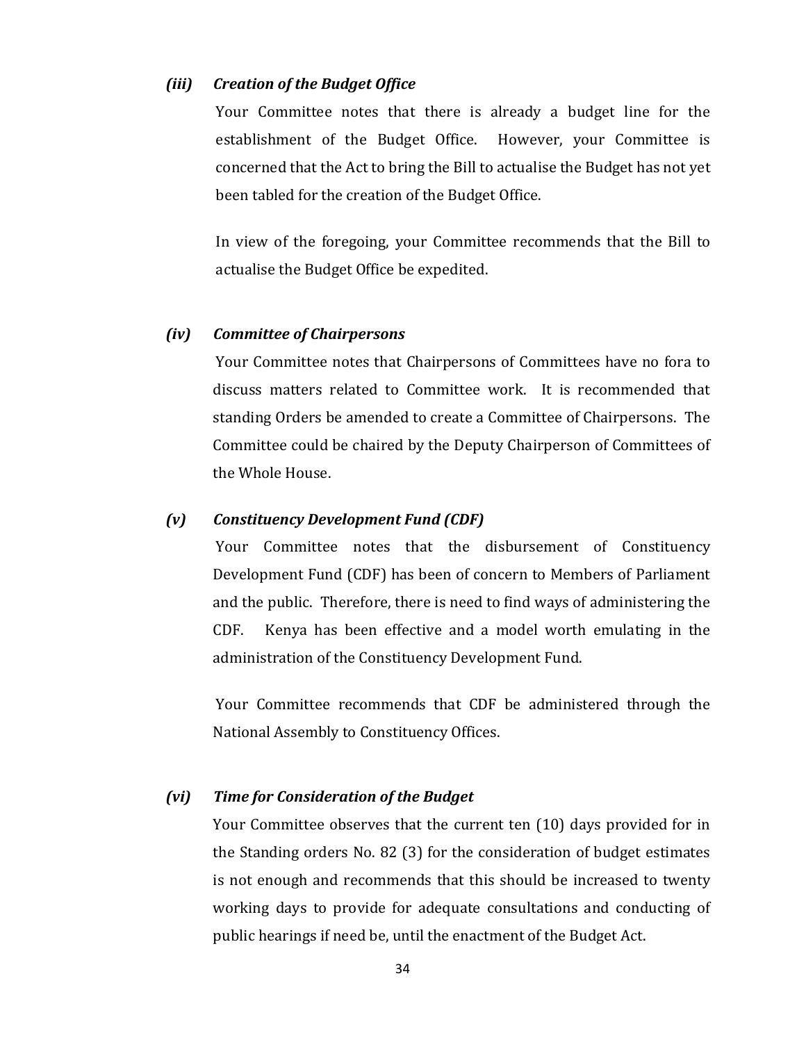### *(iii) Creation of the Budget Office*

Your Committee notes that there is already a budget line for the establishment of the Budget Office. However, your Committee is concerned that the Act to bring the Bill to actualise the Budget has not yet been tabled for the creation of the Budget Office.

In view of the foregoing, your Committee recommends that the Bill to actualise the Budget Office be expedited.

### *(iv) Committee of Chairpersons*

Your Committee notes that Chairpersons of Committees have no fora to discuss matters related to Committee work. It is recommended that standing Orders be amended to create a Committee of Chairpersons. The Committee could be chaired by the Deputy Chairperson of Committees of the Whole House.

### *(v) Constituency Development Fund (CDF)*

Your Committee notes that the disbursement of Constituency Development Fund (CDF) has been of concern to Members of Parliament and the public. Therefore, there is need to find ways of administering the CDF. Kenya has been effective and a model worth emulating in the administration of the Constituency Development Fund.

Your Committee recommends that CDF be administered through the National Assembly to Constituency Offices.

### *(vi) Time for Consideration of the Budget*

Your Committee observes that the current ten (10) days provided for in the Standing orders No. 82 (3) for the consideration of budget estimates is not enough and recommends that this should be increased to twenty working days to provide for adequate consultations and conducting of public hearings if need be, until the enactment of the Budget Act.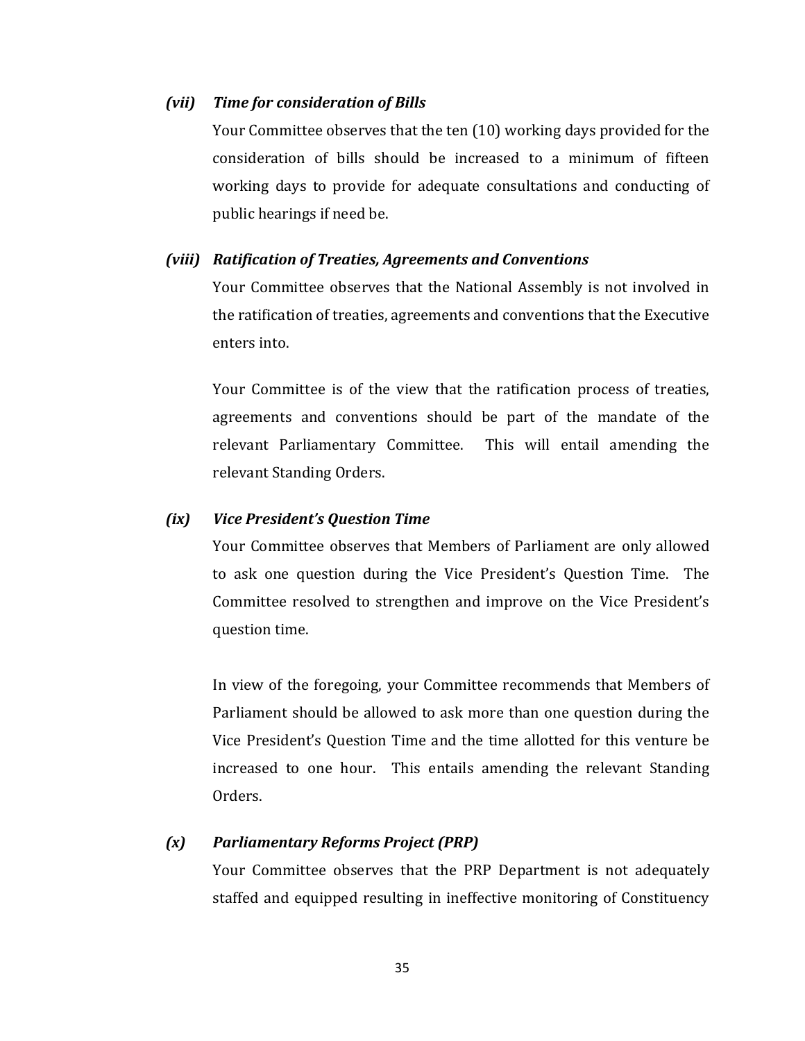### *(vii) Time for consideration of Bills*

Your Committee observes that the ten (10) working days provided for the consideration of bills should be increased to a minimum of fifteen working days to provide for adequate consultations and conducting of public hearings if need be.

### *(viii) Ratification of Treaties, Agreements and Conventions*

Your Committee observes that the National Assembly is not involved in the ratification of treaties, agreements and conventions that the Executive enters into.

Your Committee is of the view that the ratification process of treaties, agreements and conventions should be part of the mandate of the relevant Parliamentary Committee. This will entail amending the relevant Standing Orders.

### *(ix) Vice President's Question Time*

Your Committee observes that Members of Parliament are only allowed to ask one question during the Vice President's Question Time. The Committee resolved to strengthen and improve on the Vice President's question time.

In view of the foregoing, your Committee recommends that Members of Parliament should be allowed to ask more than one question during the Vice President's Question Time and the time allotted for this venture be increased to one hour. This entails amending the relevant Standing Orders.

### *(x) Parliamentary Reforms Project (PRP)*

Your Committee observes that the PRP Department is not adequately staffed and equipped resulting in ineffective monitoring of Constituency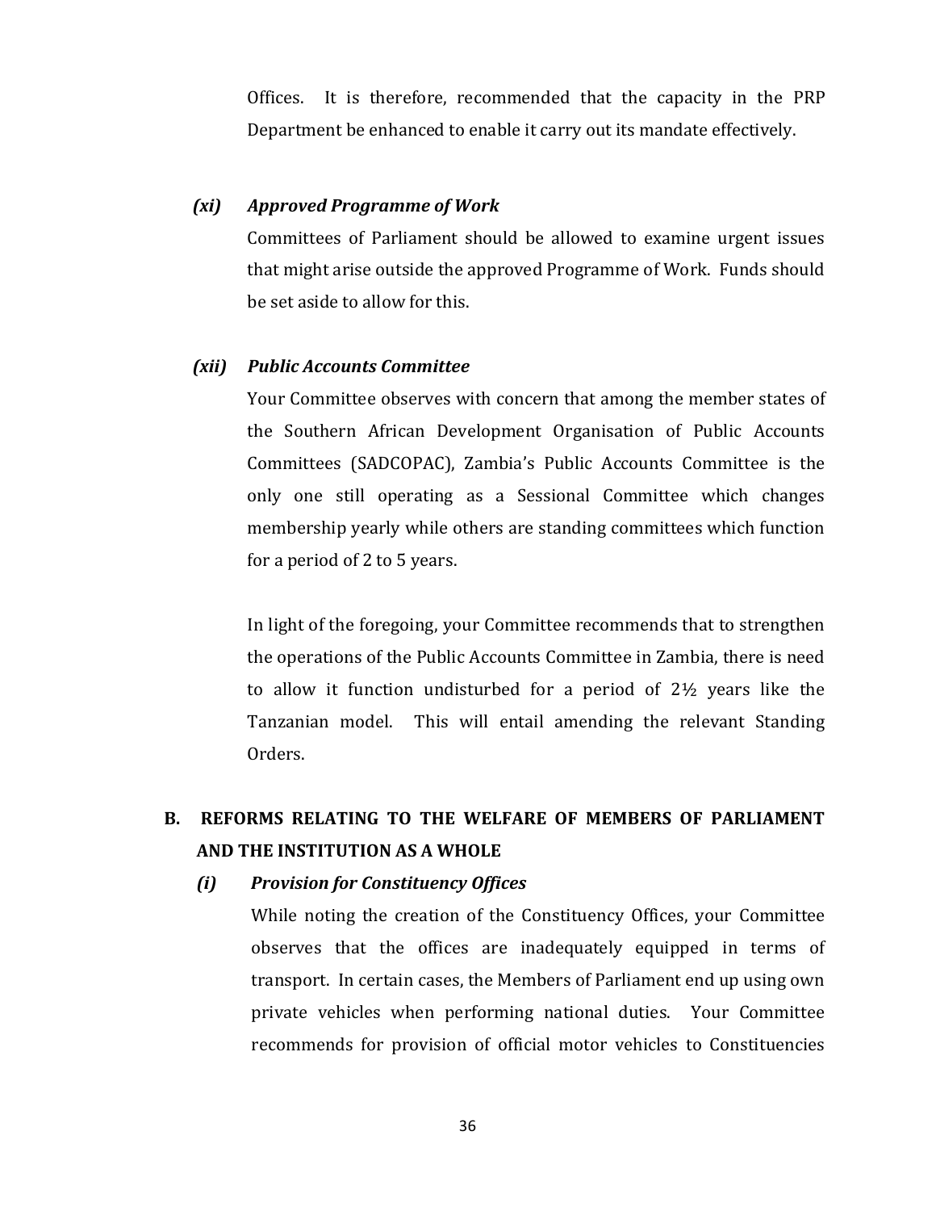Offices. It is therefore, recommended that the capacity in the PRP Department be enhanced to enable it carry out its mandate effectively.

***(xi) Approved Programme of Work***

Committees of Parliament should be allowed to examine urgent issues that might arise outside the approved Programme of Work. Funds should be set aside to allow for this.

***(xii) Public Accounts Committee***

Your Committee observes with concern that among the member states of the Southern African Development Organisation of Public Accounts Committees (SADCOPAC), Zambia's Public Accounts Committee is the only one still operating as a Sessional Committee which changes membership yearly while others are standing committees which function for a period of 2 to 5 years.

In light of the foregoing, your Committee recommends that to strengthen the operations of the Public Accounts Committee in Zambia, there is need to allow it function undisturbed for a period of 2½ years like the Tanzanian model. This will entail amending the relevant Standing Orders.

## B. REFORMS RELATING TO THE WELFARE OF MEMBERS OF PARLIAMENT AND THE INSTITUTION AS A WHOLE

***(i) Provision for Constituency Offices***

While noting the creation of the Constituency Offices, your Committee observes that the offices are inadequately equipped in terms of transport. In certain cases, the Members of Parliament end up using own private vehicles when performing national duties. Your Committee recommends for provision of official motor vehicles to Constituencies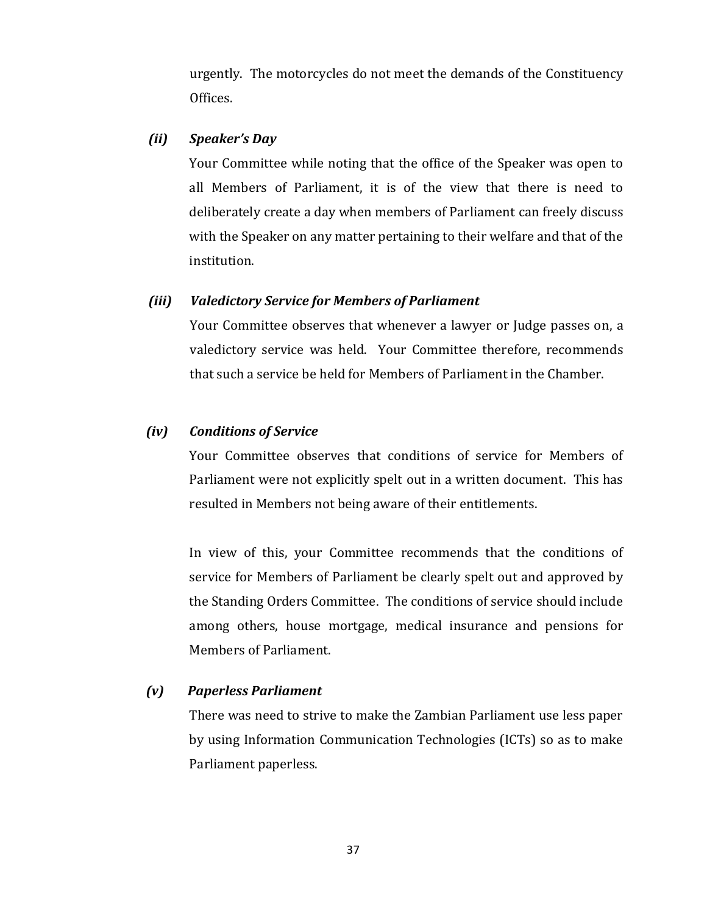urgently. The motorcycles do not meet the demands of the Constituency Offices.

***(ii) Speaker's Day***

Your Committee while noting that the office of the Speaker was open to all Members of Parliament, it is of the view that there is need to deliberately create a day when members of Parliament can freely discuss with the Speaker on any matter pertaining to their welfare and that of the institution.

***(iii) Valedictory Service for Members of Parliament***

Your Committee observes that whenever a lawyer or Judge passes on, a valedictory service was held. Your Committee therefore, recommends that such a service be held for Members of Parliament in the Chamber.

***(iv) Conditions of Service***

Your Committee observes that conditions of service for Members of Parliament were not explicitly spelt out in a written document. This has resulted in Members not being aware of their entitlements.

In view of this, your Committee recommends that the conditions of service for Members of Parliament be clearly spelt out and approved by the Standing Orders Committee. The conditions of service should include among others, house mortgage, medical insurance and pensions for Members of Parliament.

***(v) Paperless Parliament***

There was need to strive to make the Zambian Parliament use less paper by using Information Communication Technologies (ICTs) so as to make Parliament paperless.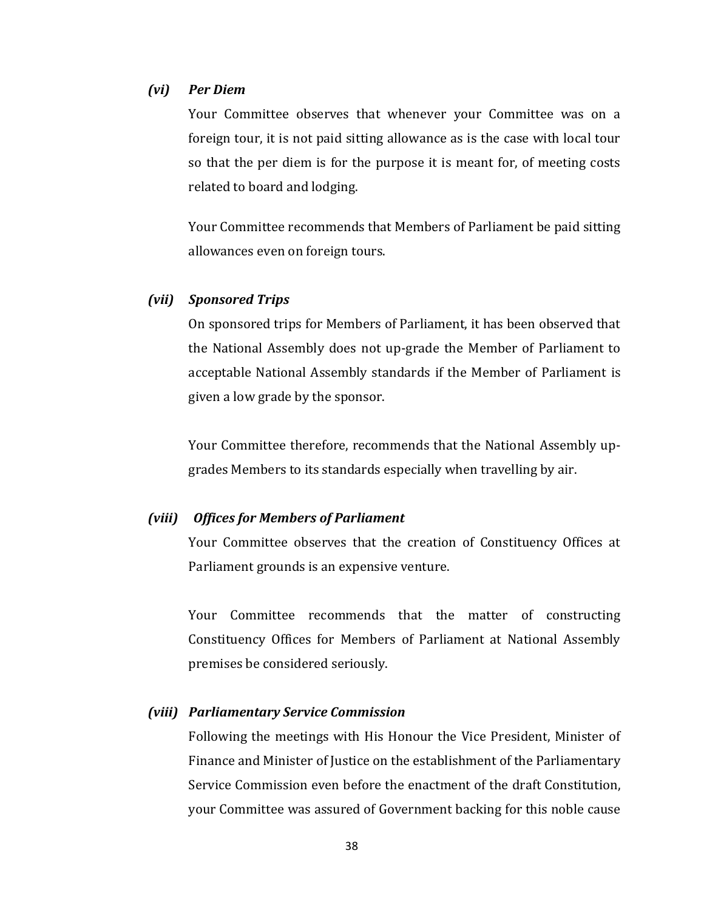***(vi) Per Diem***

Your Committee observes that whenever your Committee was on a foreign tour, it is not paid sitting allowance as is the case with local tour so that the per diem is for the purpose it is meant for, of meeting costs related to board and lodging.

Your Committee recommends that Members of Parliament be paid sitting allowances even on foreign tours.

***(vii) Sponsored Trips***

On sponsored trips for Members of Parliament, it has been observed that the National Assembly does not up-grade the Member of Parliament to acceptable National Assembly standards if the Member of Parliament is given a low grade by the sponsor.

Your Committee therefore, recommends that the National Assembly up-grades Members to its standards especially when travelling by air.

***(viii) Offices for Members of Parliament***

Your Committee observes that the creation of Constituency Offices at Parliament grounds is an expensive venture.

Your Committee recommends that the matter of constructing Constituency Offices for Members of Parliament at National Assembly premises be considered seriously.

***(viii) Parliamentary Service Commission***

Following the meetings with His Honour the Vice President, Minister of Finance and Minister of Justice on the establishment of the Parliamentary Service Commission even before the enactment of the draft Constitution, your Committee was assured of Government backing for this noble cause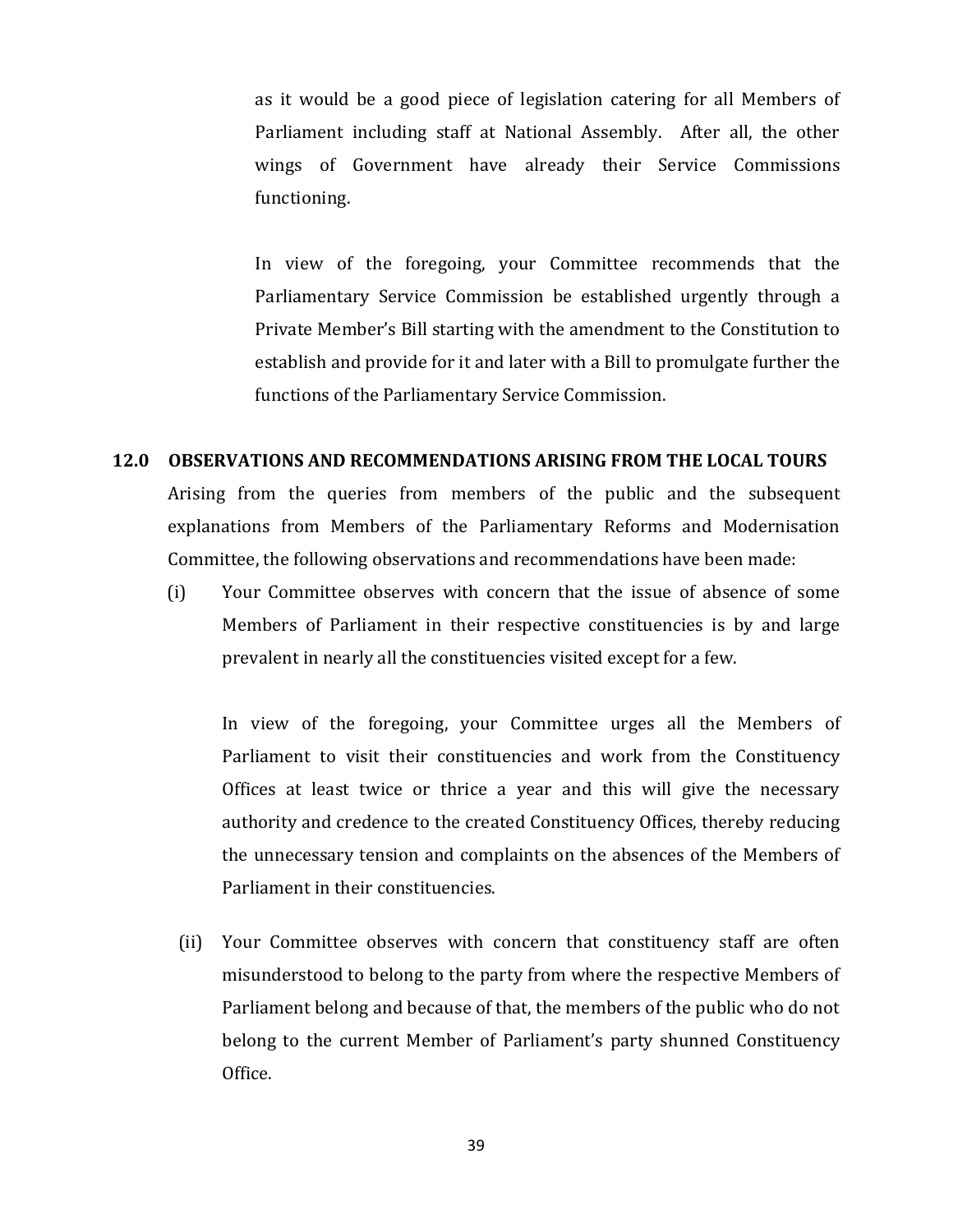as it would be a good piece of legislation catering for all Members of Parliament including staff at National Assembly. After all, the other wings of Government have already their Service Commissions functioning.

In view of the foregoing, your Committee recommends that the Parliamentary Service Commission be established urgently through a Private Member's Bill starting with the amendment to the Constitution to establish and provide for it and later with a Bill to promulgate further the functions of the Parliamentary Service Commission.

## 12.0 OBSERVATIONS AND RECOMMENDATIONS ARISING FROM THE LOCAL TOURS

Arising from the queries from members of the public and the subsequent explanations from Members of the Parliamentary Reforms and Modernisation Committee, the following observations and recommendations have been made:

(i) Your Committee observes with concern that the issue of absence of some Members of Parliament in their respective constituencies is by and large prevalent in nearly all the constituencies visited except for a few.

In view of the foregoing, your Committee urges all the Members of Parliament to visit their constituencies and work from the Constituency Offices at least twice or thrice a year and this will give the necessary authority and credence to the created Constituency Offices, thereby reducing the unnecessary tension and complaints on the absences of the Members of Parliament in their constituencies.

(ii) Your Committee observes with concern that constituency staff are often misunderstood to belong to the party from where the respective Members of Parliament belong and because of that, the members of the public who do not belong to the current Member of Parliament's party shunned Constituency Office.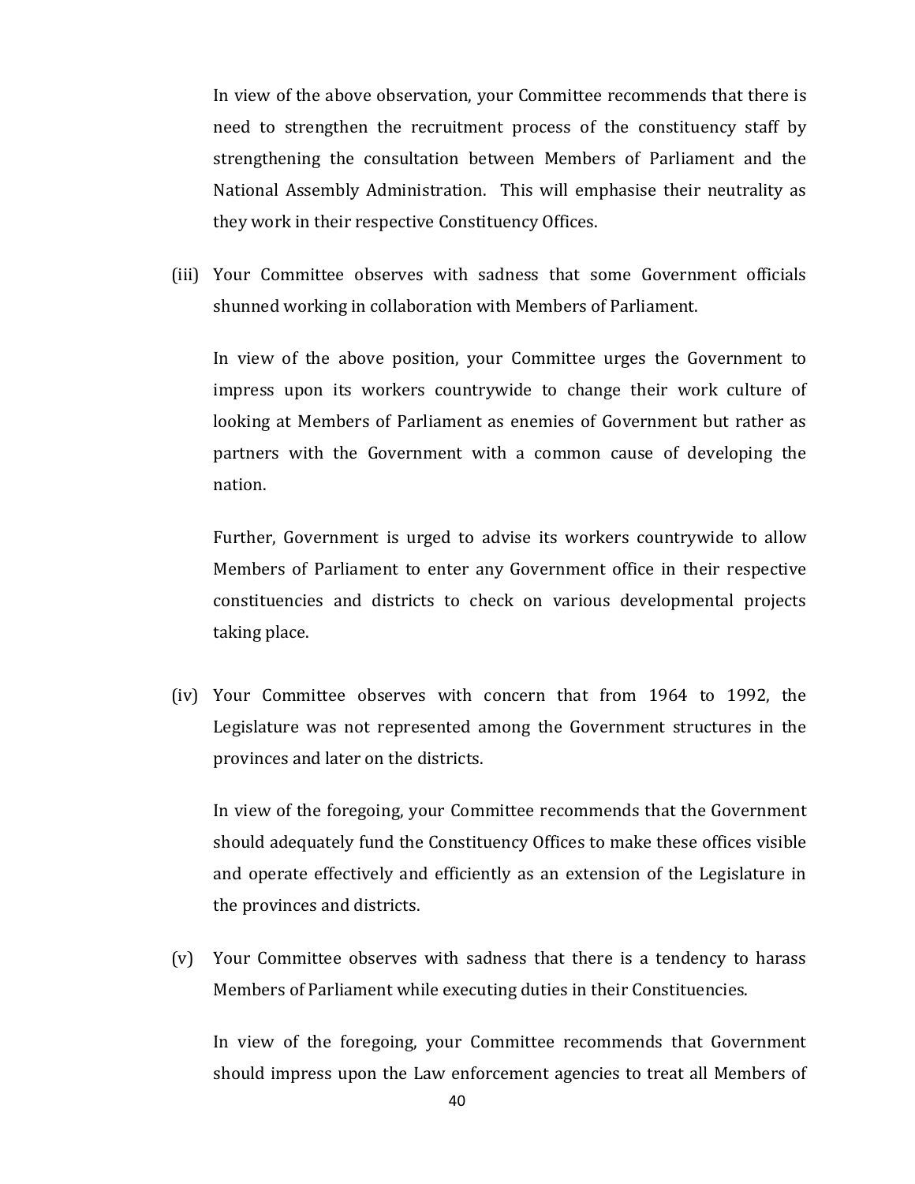In view of the above observation, your Committee recommends that there is need to strengthen the recruitment process of the constituency staff by strengthening the consultation between Members of Parliament and the National Assembly Administration. This will emphasise their neutrality as they work in their respective Constituency Offices.

(iii) Your Committee observes with sadness that some Government officials shunned working in collaboration with Members of Parliament.

In view of the above position, your Committee urges the Government to impress upon its workers countrywide to change their work culture of looking at Members of Parliament as enemies of Government but rather as partners with the Government with a common cause of developing the nation.

Further, Government is urged to advise its workers countrywide to allow Members of Parliament to enter any Government office in their respective constituencies and districts to check on various developmental projects taking place.

(iv) Your Committee observes with concern that from 1964 to 1992, the Legislature was not represented among the Government structures in the provinces and later on the districts.

In view of the foregoing, your Committee recommends that the Government should adequately fund the Constituency Offices to make these offices visible and operate effectively and efficiently as an extension of the Legislature in the provinces and districts.

(v) Your Committee observes with sadness that there is a tendency to harass Members of Parliament while executing duties in their Constituencies.

In view of the foregoing, your Committee recommends that Government should impress upon the Law enforcement agencies to treat all Members of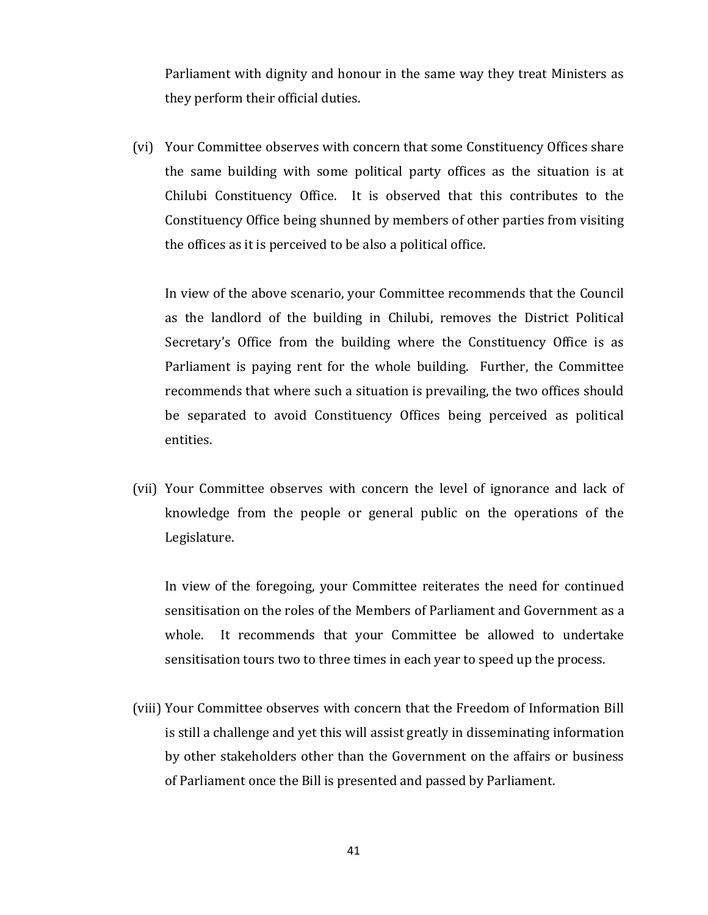Parliament with dignity and honour in the same way they treat Ministers as they perform their official duties.

(vi) Your Committee observes with concern that some Constituency Offices share the same building with some political party offices as the situation is at Chilubi Constituency Office. It is observed that this contributes to the Constituency Office being shunned by members of other parties from visiting the offices as it is perceived to be also a political office.

In view of the above scenario, your Committee recommends that the Council as the landlord of the building in Chilubi, removes the District Political Secretary's Office from the building where the Constituency Office is as Parliament is paying rent for the whole building. Further, the Committee recommends that where such a situation is prevailing, the two offices should be separated to avoid Constituency Offices being perceived as political entities.

(vii) Your Committee observes with concern the level of ignorance and lack of knowledge from the people or general public on the operations of the Legislature.

In view of the foregoing, your Committee reiterates the need for continued sensitisation on the roles of the Members of Parliament and Government as a whole. It recommends that your Committee be allowed to undertake sensitisation tours two to three times in each year to speed up the process.

(viii) Your Committee observes with concern that the Freedom of Information Bill is still a challenge and yet this will assist greatly in disseminating information by other stakeholders other than the Government on the affairs or business of Parliament once the Bill is presented and passed by Parliament.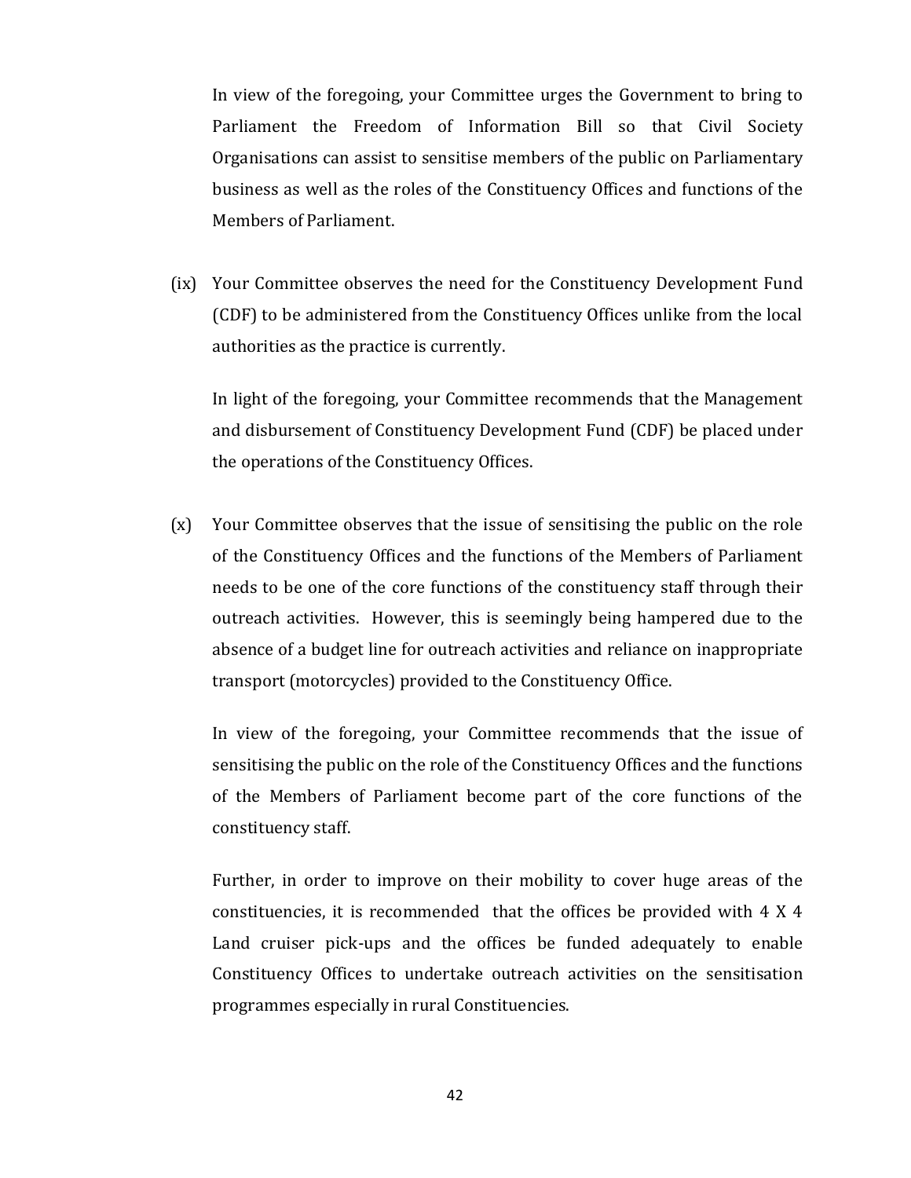In view of the foregoing, your Committee urges the Government to bring to Parliament the Freedom of Information Bill so that Civil Society Organisations can assist to sensitise members of the public on Parliamentary business as well as the roles of the Constituency Offices and functions of the Members of Parliament.

(ix) Your Committee observes the need for the Constituency Development Fund (CDF) to be administered from the Constituency Offices unlike from the local authorities as the practice is currently.

In light of the foregoing, your Committee recommends that the Management and disbursement of Constituency Development Fund (CDF) be placed under the operations of the Constituency Offices.

(x) Your Committee observes that the issue of sensitising the public on the role of the Constituency Offices and the functions of the Members of Parliament needs to be one of the core functions of the constituency staff through their outreach activities. However, this is seemingly being hampered due to the absence of a budget line for outreach activities and reliance on inappropriate transport (motorcycles) provided to the Constituency Office.

In view of the foregoing, your Committee recommends that the issue of sensitising the public on the role of the Constituency Offices and the functions of the Members of Parliament become part of the core functions of the constituency staff.

Further, in order to improve on their mobility to cover huge areas of the constituencies, it is recommended that the offices be provided with 4 X 4 Land cruiser pick-ups and the offices be funded adequately to enable Constituency Offices to undertake outreach activities on the sensitisation programmes especially in rural Constituencies.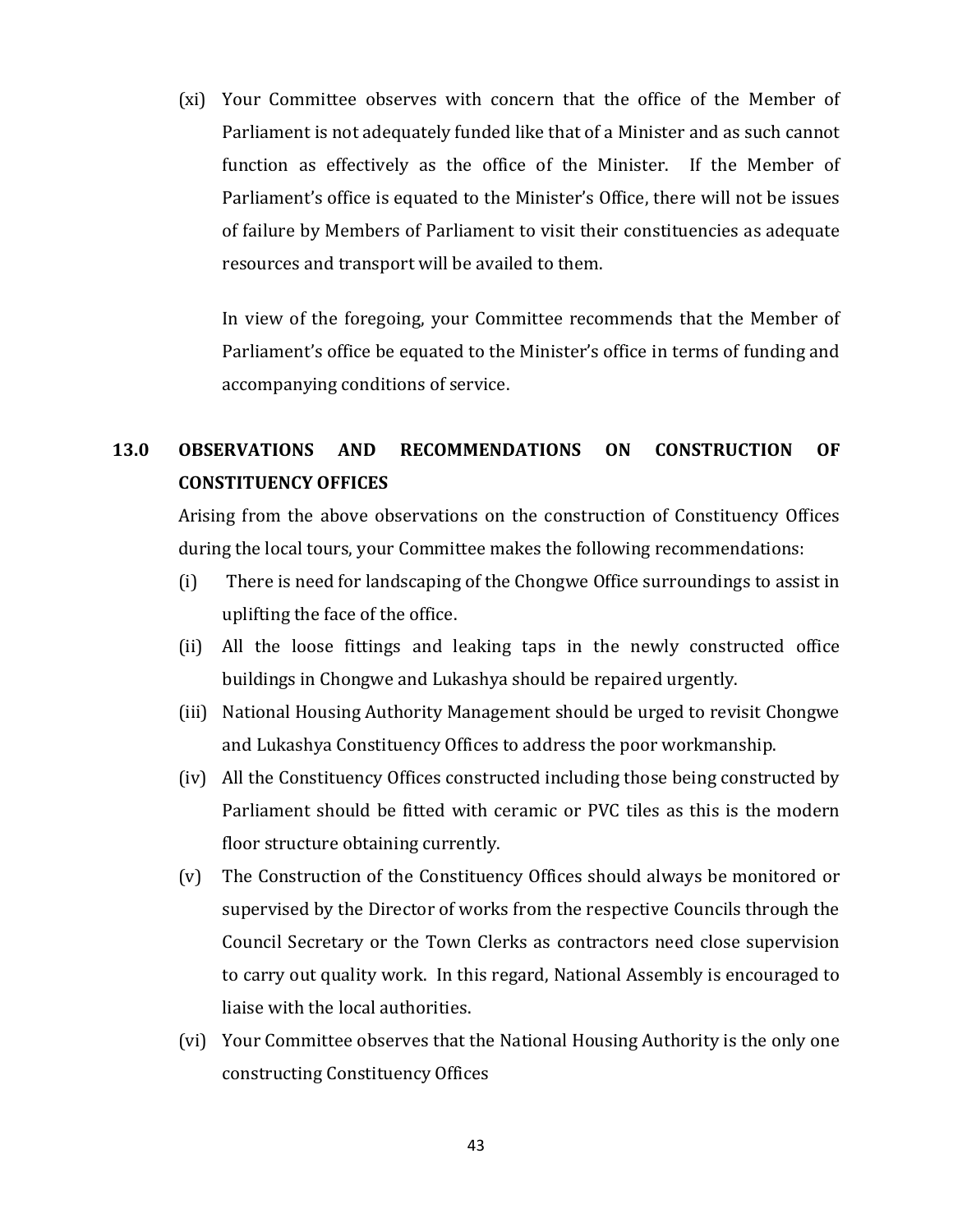(xi) Your Committee observes with concern that the office of the Member of Parliament is not adequately funded like that of a Minister and as such cannot function as effectively as the office of the Minister. If the Member of Parliament's office is equated to the Minister's Office, there will not be issues of failure by Members of Parliament to visit their constituencies as adequate resources and transport will be availed to them.

In view of the foregoing, your Committee recommends that the Member of Parliament's office be equated to the Minister's office in terms of funding and accompanying conditions of service.

## 13.0 OBSERVATIONS AND RECOMMENDATIONS ON CONSTRUCTION OF CONSTITUENCY OFFICES

Arising from the above observations on the construction of Constituency Offices during the local tours, your Committee makes the following recommendations:

(i) There is need for landscaping of the Chongwe Office surroundings to assist in uplifting the face of the office.

(ii) All the loose fittings and leaking taps in the newly constructed office buildings in Chongwe and Lukashya should be repaired urgently.

(iii) National Housing Authority Management should be urged to revisit Chongwe and Lukashya Constituency Offices to address the poor workmanship.

(iv) All the Constituency Offices constructed including those being constructed by Parliament should be fitted with ceramic or PVC tiles as this is the modern floor structure obtaining currently.

(v) The Construction of the Constituency Offices should always be monitored or supervised by the Director of works from the respective Councils through the Council Secretary or the Town Clerks as contractors need close supervision to carry out quality work. In this regard, National Assembly is encouraged to liaise with the local authorities.

(vi) Your Committee observes that the National Housing Authority is the only one constructing Constituency Offices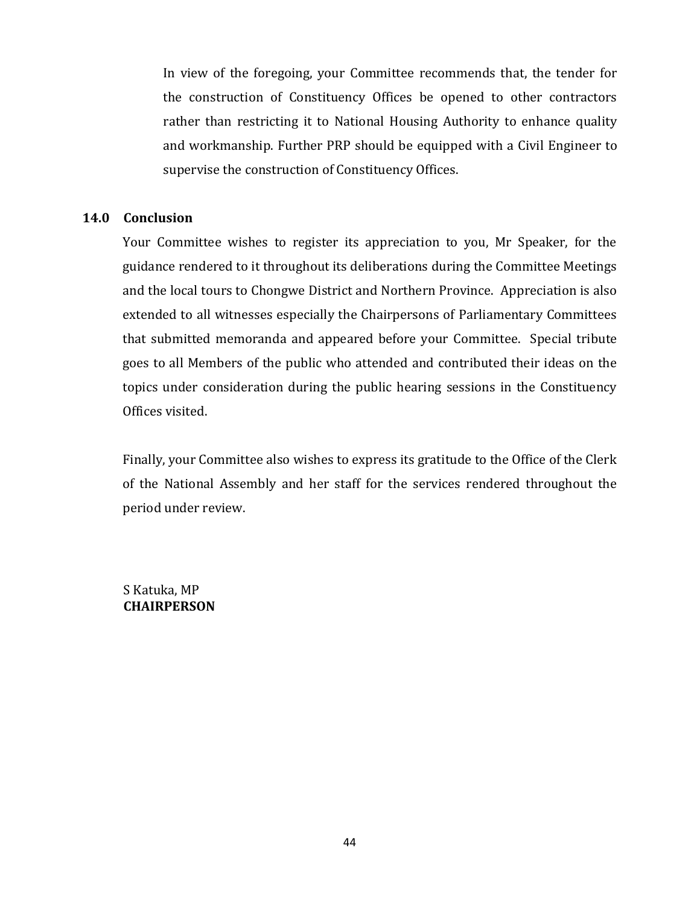In view of the foregoing, your Committee recommends that, the tender for the construction of Constituency Offices be opened to other contractors rather than restricting it to National Housing Authority to enhance quality and workmanship. Further PRP should be equipped with a Civil Engineer to supervise the construction of Constituency Offices.

## 14.0 Conclusion

Your Committee wishes to register its appreciation to you, Mr Speaker, for the guidance rendered to it throughout its deliberations during the Committee Meetings and the local tours to Chongwe District and Northern Province. Appreciation is also extended to all witnesses especially the Chairpersons of Parliamentary Committees that submitted memoranda and appeared before your Committee. Special tribute goes to all Members of the public who attended and contributed their ideas on the topics under consideration during the public hearing sessions in the Constituency Offices visited.

Finally, your Committee also wishes to express its gratitude to the Office of the Clerk of the National Assembly and her staff for the services rendered throughout the period under review.

S Katuka, MP
**CHAIRPERSON**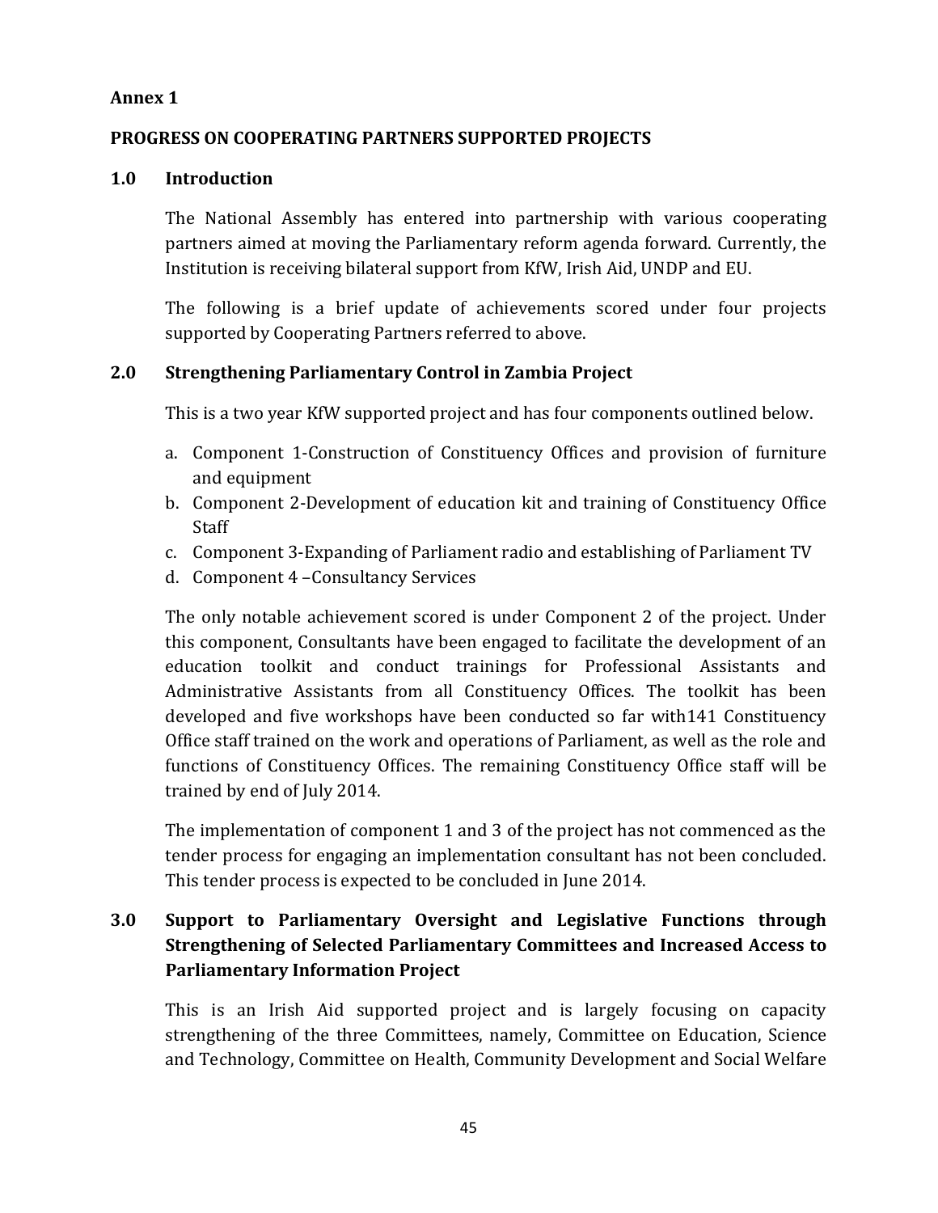**Annex 1**

**PROGRESS ON COOPERATING PARTNERS SUPPORTED PROJECTS**

## 1.0 Introduction

The National Assembly has entered into partnership with various cooperating partners aimed at moving the Parliamentary reform agenda forward. Currently, the Institution is receiving bilateral support from KfW, Irish Aid, UNDP and EU.

The following is a brief update of achievements scored under four projects supported by Cooperating Partners referred to above.

## 2.0 Strengthening Parliamentary Control in Zambia Project

This is a two year KfW supported project and has four components outlined below.

a. Component 1-Construction of Constituency Offices and provision of furniture and equipment
b. Component 2-Development of education kit and training of Constituency Office Staff
c. Component 3-Expanding of Parliament radio and establishing of Parliament TV
d. Component 4 –Consultancy Services

The only notable achievement scored is under Component 2 of the project. Under this component, Consultants have been engaged to facilitate the development of an education toolkit and conduct trainings for Professional Assistants and Administrative Assistants from all Constituency Offices. The toolkit has been developed and five workshops have been conducted so far with141 Constituency Office staff trained on the work and operations of Parliament, as well as the role and functions of Constituency Offices. The remaining Constituency Office staff will be trained by end of July 2014.

The implementation of component 1 and 3 of the project has not commenced as the tender process for engaging an implementation consultant has not been concluded. This tender process is expected to be concluded in June 2014.

## 3.0 Support to Parliamentary Oversight and Legislative Functions through Strengthening of Selected Parliamentary Committees and Increased Access to Parliamentary Information Project

This is an Irish Aid supported project and is largely focusing on capacity strengthening of the three Committees, namely, Committee on Education, Science and Technology, Committee on Health, Community Development and Social Welfare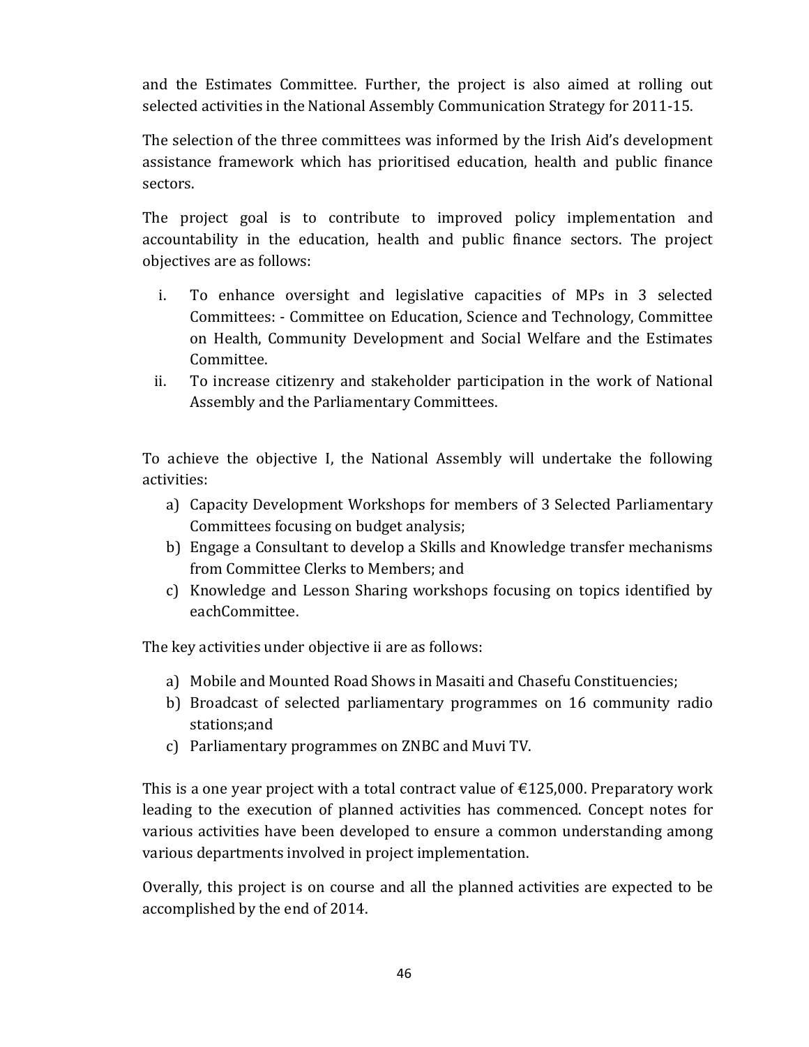and the Estimates Committee. Further, the project is also aimed at rolling out selected activities in the National Assembly Communication Strategy for 2011-15.

The selection of the three committees was informed by the Irish Aid's development assistance framework which has prioritised education, health and public finance sectors.

The project goal is to contribute to improved policy implementation and accountability in the education, health and public finance sectors. The project objectives are as follows:

i. To enhance oversight and legislative capacities of MPs in 3 selected Committees: - Committee on Education, Science and Technology, Committee on Health, Community Development and Social Welfare and the Estimates Committee.
ii. To increase citizenry and stakeholder participation in the work of National Assembly and the Parliamentary Committees.

To achieve the objective I, the National Assembly will undertake the following activities:

a) Capacity Development Workshops for members of 3 Selected Parliamentary Committees focusing on budget analysis;
b) Engage a Consultant to develop a Skills and Knowledge transfer mechanisms from Committee Clerks to Members; and
c) Knowledge and Lesson Sharing workshops focusing on topics identified by eachCommittee.

The key activities under objective ii are as follows:

a) Mobile and Mounted Road Shows in Masaiti and Chasefu Constituencies;
b) Broadcast of selected parliamentary programmes on 16 community radio stations;and
c) Parliamentary programmes on ZNBC and Muvi TV.

This is a one year project with a total contract value of €125,000. Preparatory work leading to the execution of planned activities has commenced. Concept notes for various activities have been developed to ensure a common understanding among various departments involved in project implementation.

Overally, this project is on course and all the planned activities are expected to be accomplished by the end of 2014.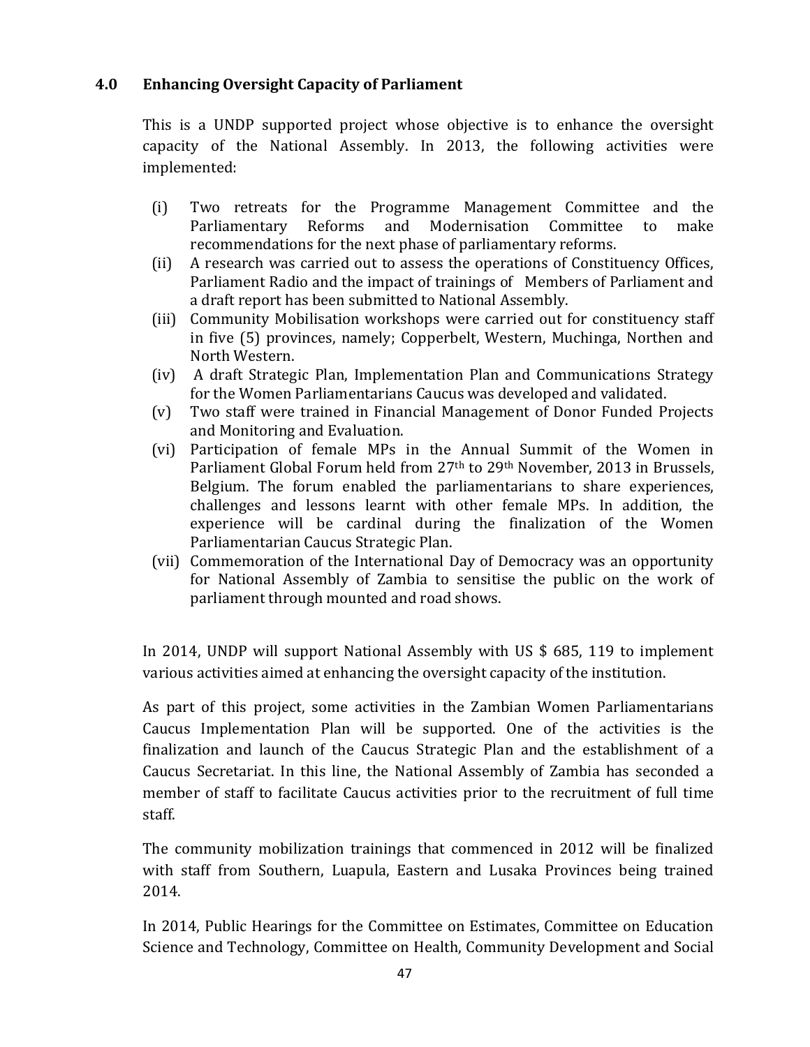## 4.0 Enhancing Oversight Capacity of Parliament

This is a UNDP supported project whose objective is to enhance the oversight capacity of the National Assembly. In 2013, the following activities were implemented:

(i) Two retreats for the Programme Management Committee and the Parliamentary Reforms and Modernisation Committee to make recommendations for the next phase of parliamentary reforms.

(ii) A research was carried out to assess the operations of Constituency Offices, Parliament Radio and the impact of trainings of Members of Parliament and a draft report has been submitted to National Assembly.

(iii) Community Mobilisation workshops were carried out for constituency staff in five (5) provinces, namely; Copperbelt, Western, Muchinga, Northen and North Western.

(iv) A draft Strategic Plan, Implementation Plan and Communications Strategy for the Women Parliamentarians Caucus was developed and validated.

(v) Two staff were trained in Financial Management of Donor Funded Projects and Monitoring and Evaluation.

(vi) Participation of female MPs in the Annual Summit of the Women in Parliament Global Forum held from 27th to 29th November, 2013 in Brussels, Belgium. The forum enabled the parliamentarians to share experiences, challenges and lessons learnt with other female MPs. In addition, the experience will be cardinal during the finalization of the Women Parliamentarian Caucus Strategic Plan.

(vii) Commemoration of the International Day of Democracy was an opportunity for National Assembly of Zambia to sensitise the public on the work of parliament through mounted and road shows.

In 2014, UNDP will support National Assembly with US $ 685, 119 to implement various activities aimed at enhancing the oversight capacity of the institution.

As part of this project, some activities in the Zambian Women Parliamentarians Caucus Implementation Plan will be supported. One of the activities is the finalization and launch of the Caucus Strategic Plan and the establishment of a Caucus Secretariat. In this line, the National Assembly of Zambia has seconded a member of staff to facilitate Caucus activities prior to the recruitment of full time staff.

The community mobilization trainings that commenced in 2012 will be finalized with staff from Southern, Luapula, Eastern and Lusaka Provinces being trained 2014.

In 2014, Public Hearings for the Committee on Estimates, Committee on Education Science and Technology, Committee on Health, Community Development and Social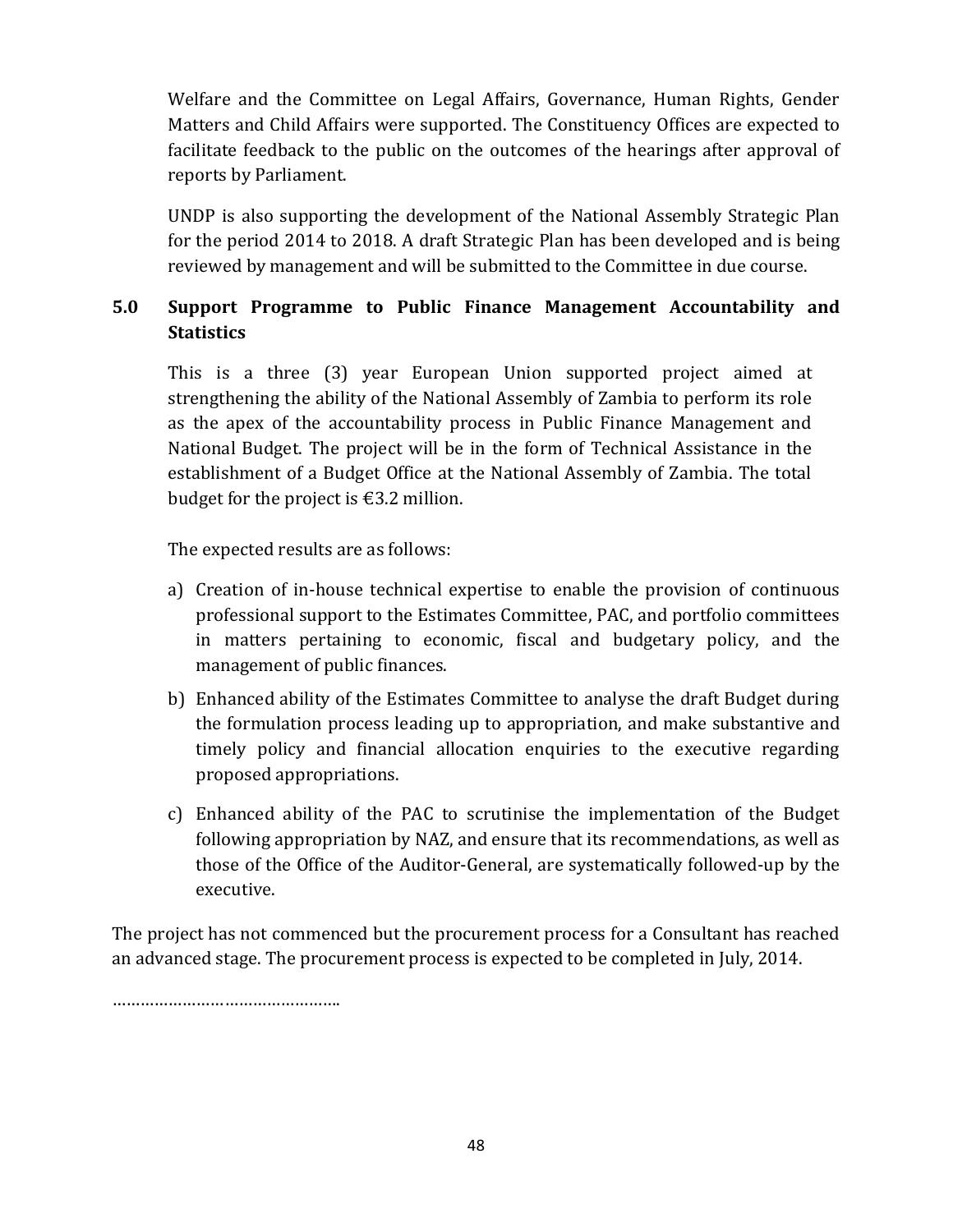Welfare and the Committee on Legal Affairs, Governance, Human Rights, Gender Matters and Child Affairs were supported. The Constituency Offices are expected to facilitate feedback to the public on the outcomes of the hearings after approval of reports by Parliament.

UNDP is also supporting the development of the National Assembly Strategic Plan for the period 2014 to 2018. A draft Strategic Plan has been developed and is being reviewed by management and will be submitted to the Committee in due course.

## 5.0 Support Programme to Public Finance Management Accountability and Statistics

This is a three (3) year European Union supported project aimed at strengthening the ability of the National Assembly of Zambia to perform its role as the apex of the accountability process in Public Finance Management and National Budget. The project will be in the form of Technical Assistance in the establishment of a Budget Office at the National Assembly of Zambia. The total budget for the project is €3.2 million.

The expected results are as follows:

a) Creation of in-house technical expertise to enable the provision of continuous professional support to the Estimates Committee, PAC, and portfolio committees in matters pertaining to economic, fiscal and budgetary policy, and the management of public finances.

b) Enhanced ability of the Estimates Committee to analyse the draft Budget during the formulation process leading up to appropriation, and make substantive and timely policy and financial allocation enquiries to the executive regarding proposed appropriations.

c) Enhanced ability of the PAC to scrutinise the implementation of the Budget following appropriation by NAZ, and ensure that its recommendations, as well as those of the Office of the Auditor-General, are systematically followed-up by the executive.

The project has not commenced but the procurement process for a Consultant has reached an advanced stage. The procurement process is expected to be completed in July, 2014.

…………………………………………..